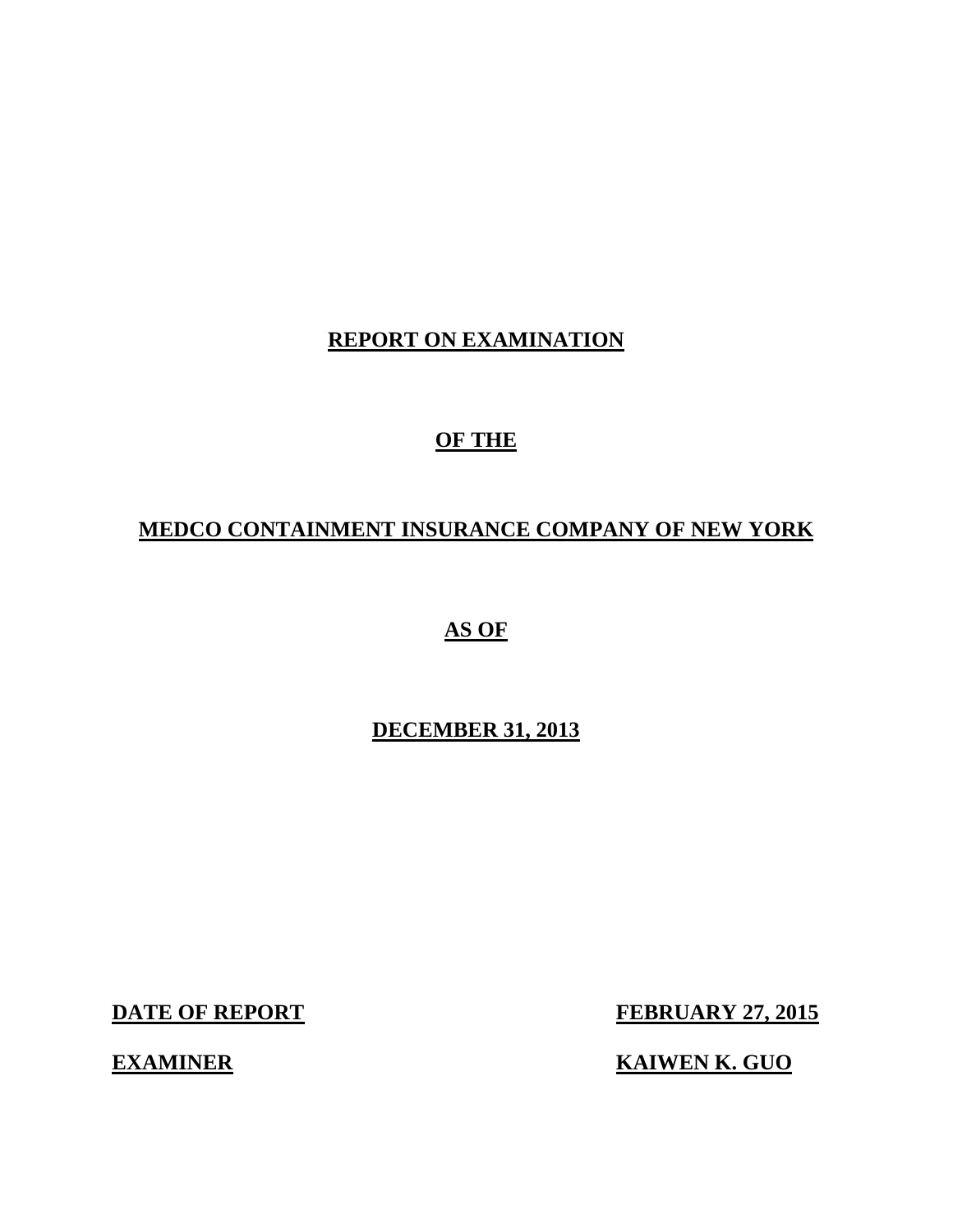# REPORT ON EXAMINATION

## OF THE

## MEDCO CONTAINMENT INSURANCE COMPANY OF NEW YORK

## AS OF

## DECEMBER 31, 2013

| **DATE OF REPORT** | **FEBRUARY 27, 2015** |
|---|---|
| **EXAMINER** | **KAIWEN K. GUO** |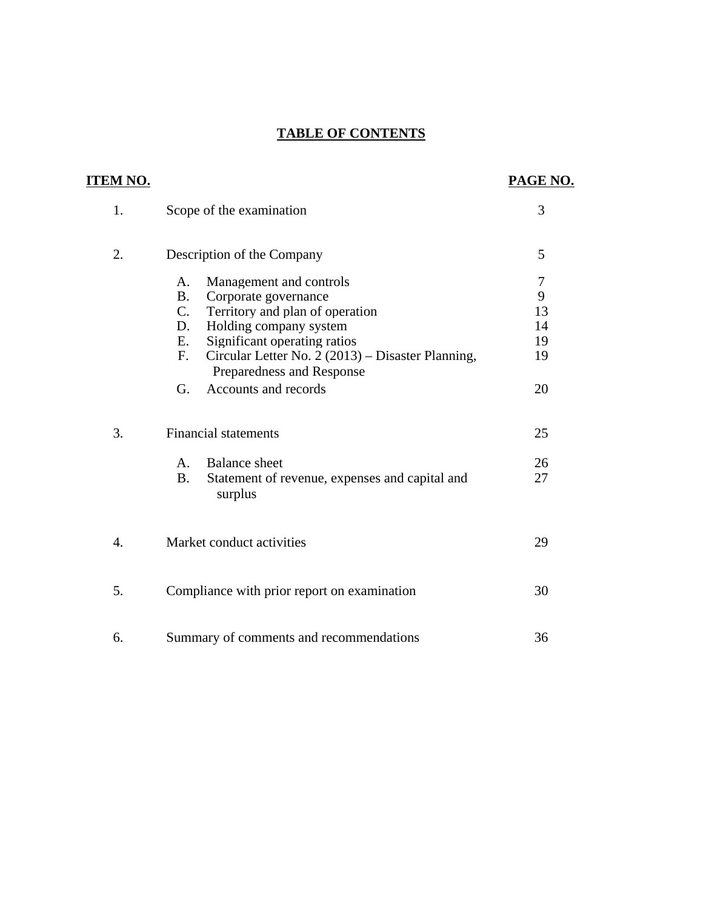# TABLE OF CONTENTS

| ITEM NO. | | PAGE NO. |
|---|---|---|
| 1. | Scope of the examination | 3 |
| 2. | Description of the Company | 5 |
| | A. Management and controls | 7 |
| | B. Corporate governance | 9 |
| | C. Territory and plan of operation | 13 |
| | D. Holding company system | 14 |
| | E. Significant operating ratios | 19 |
| | F. Circular Letter No. 2 (2013) – Disaster Planning, Preparedness and Response | 19 |
| | G. Accounts and records | 20 |
| 3. | Financial statements | 25 |
| | A. Balance sheet | 26 |
| | B. Statement of revenue, expenses and capital and surplus | 27 |
| 4. | Market conduct activities | 29 |
| 5. | Compliance with prior report on examination | 30 |
| 6. | Summary of comments and recommendations | 36 |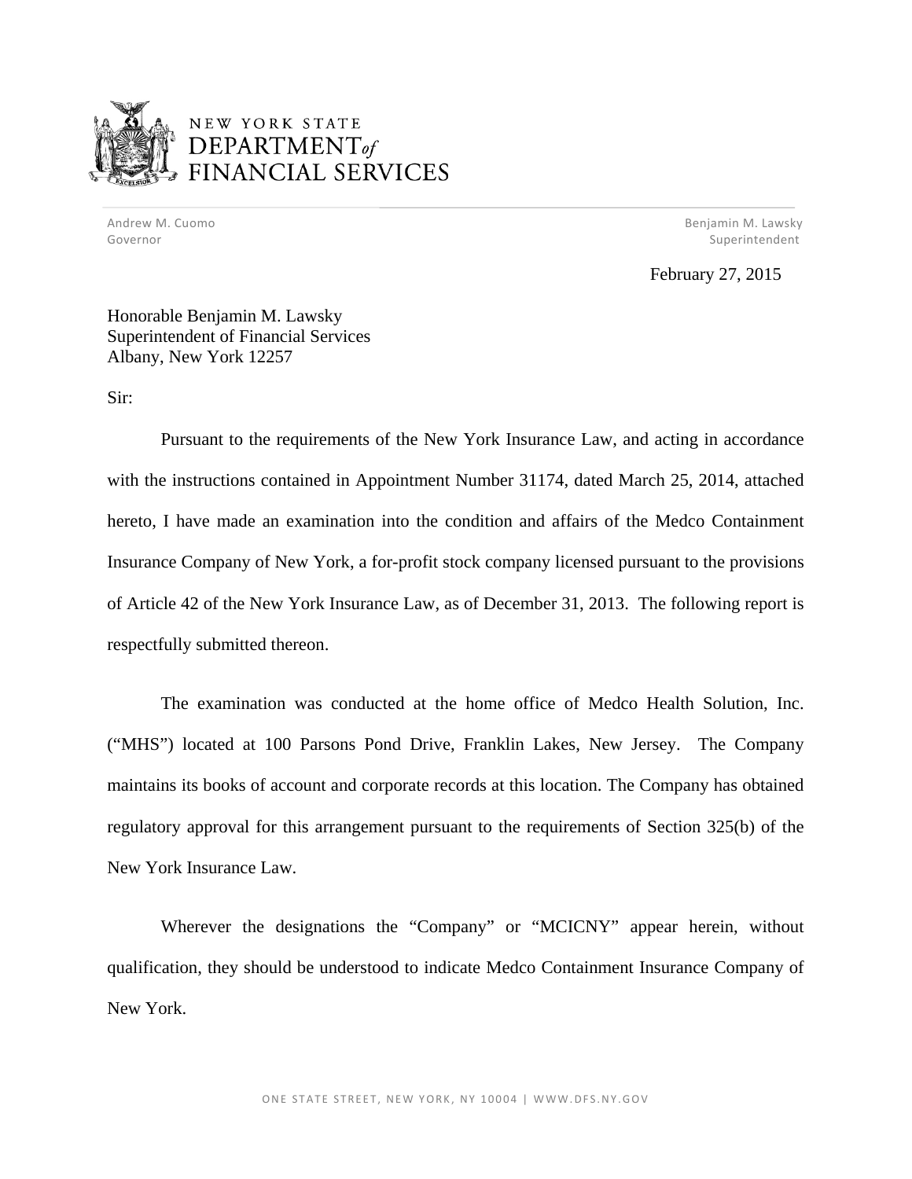NEW YORK STATE
DEPARTMENT *of*
FINANCIAL SERVICES

Andrew M. Cuomo
Governor

Benjamin M. Lawsky
Superintendent

February 27, 2015

Honorable Benjamin M. Lawsky
Superintendent of Financial Services
Albany, New York 12257

Sir:

Pursuant to the requirements of the New York Insurance Law, and acting in accordance with the instructions contained in Appointment Number 31174, dated March 25, 2014, attached hereto, I have made an examination into the condition and affairs of the Medco Containment Insurance Company of New York, a for-profit stock company licensed pursuant to the provisions of Article 42 of the New York Insurance Law, as of December 31, 2013. The following report is respectfully submitted thereon.

The examination was conducted at the home office of Medco Health Solution, Inc. ("MHS") located at 100 Parsons Pond Drive, Franklin Lakes, New Jersey. The Company maintains its books of account and corporate records at this location. The Company has obtained regulatory approval for this arrangement pursuant to the requirements of Section 325(b) of the New York Insurance Law.

Wherever the designations the "Company" or "MCICNY" appear herein, without qualification, they should be understood to indicate Medco Containment Insurance Company of New York.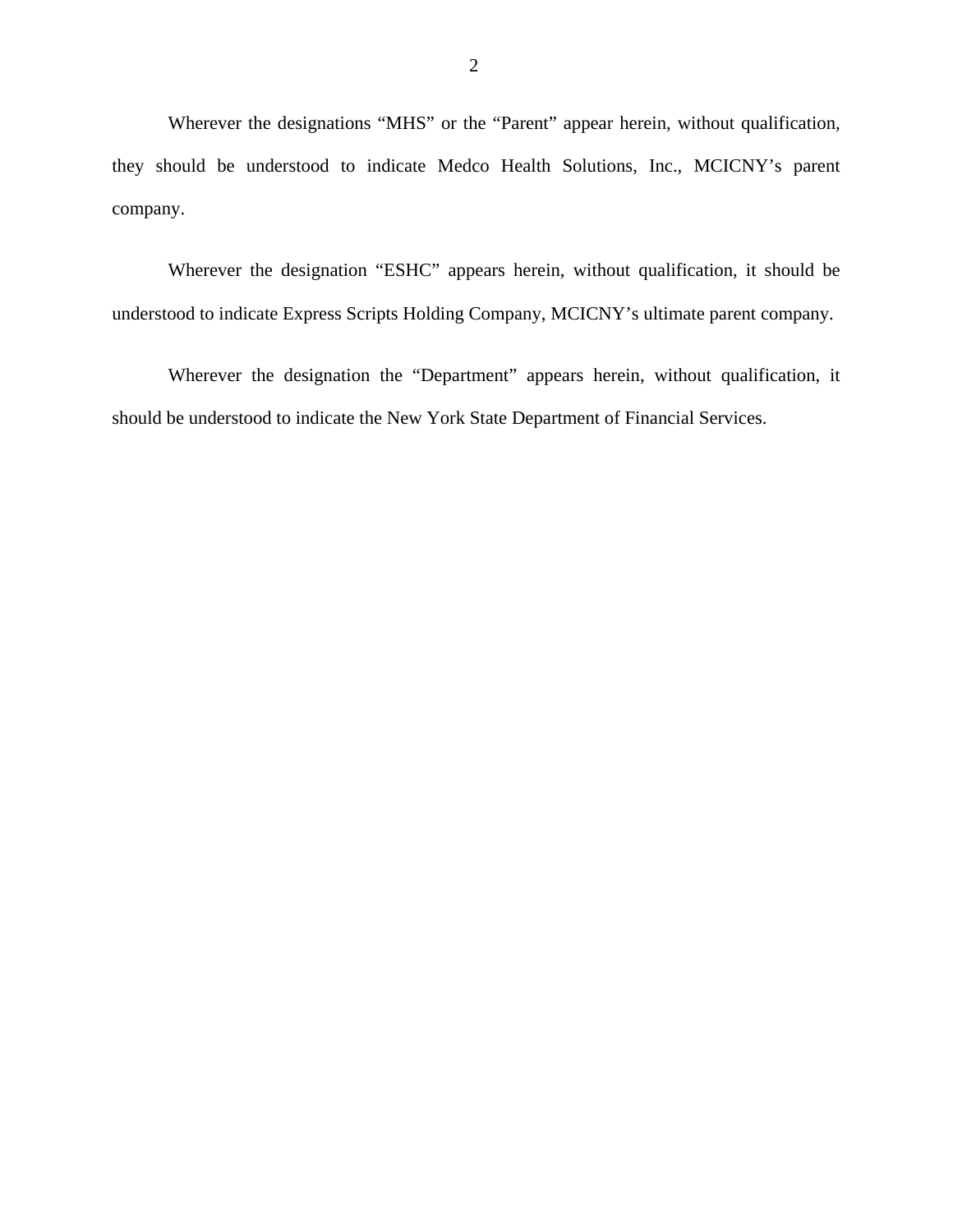Wherever the designations “MHS” or the “Parent” appear herein, without qualification, they should be understood to indicate Medco Health Solutions, Inc., MCICNY’s parent company.

Wherever the designation “ESHC” appears herein, without qualification, it should be understood to indicate Express Scripts Holding Company, MCICNY’s ultimate parent company.

Wherever the designation the “Department” appears herein, without qualification, it should be understood to indicate the New York State Department of Financial Services.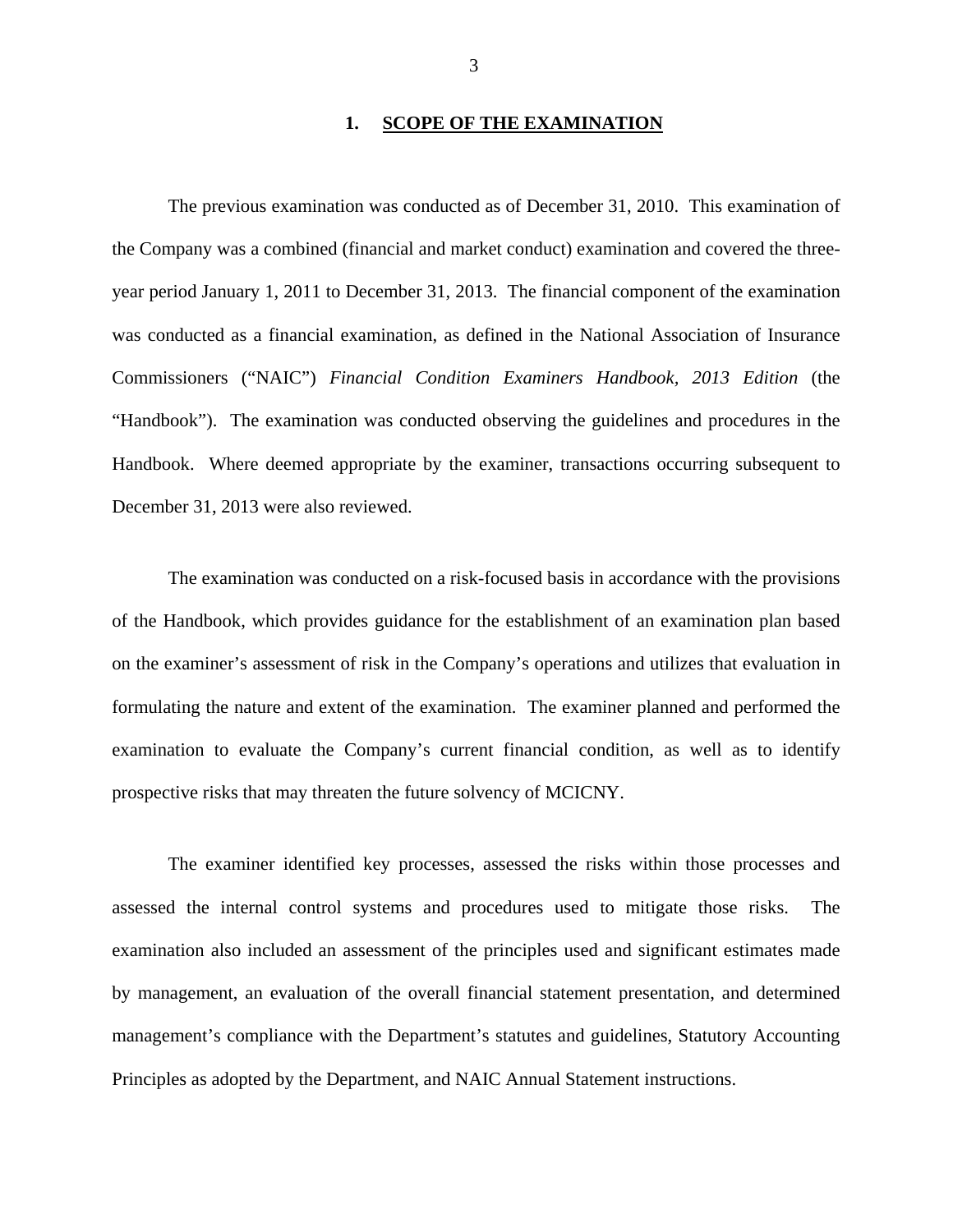## 1. SCOPE OF THE EXAMINATION

The previous examination was conducted as of December 31, 2010. This examination of the Company was a combined (financial and market conduct) examination and covered the three-year period January 1, 2011 to December 31, 2013. The financial component of the examination was conducted as a financial examination, as defined in the National Association of Insurance Commissioners ("NAIC") *Financial Condition Examiners Handbook, 2013 Edition* (the "Handbook"). The examination was conducted observing the guidelines and procedures in the Handbook. Where deemed appropriate by the examiner, transactions occurring subsequent to December 31, 2013 were also reviewed.

The examination was conducted on a risk-focused basis in accordance with the provisions of the Handbook, which provides guidance for the establishment of an examination plan based on the examiner's assessment of risk in the Company's operations and utilizes that evaluation in formulating the nature and extent of the examination. The examiner planned and performed the examination to evaluate the Company's current financial condition, as well as to identify prospective risks that may threaten the future solvency of MCICNY.

The examiner identified key processes, assessed the risks within those processes and assessed the internal control systems and procedures used to mitigate those risks. The examination also included an assessment of the principles used and significant estimates made by management, an evaluation of the overall financial statement presentation, and determined management's compliance with the Department's statutes and guidelines, Statutory Accounting Principles as adopted by the Department, and NAIC Annual Statement instructions.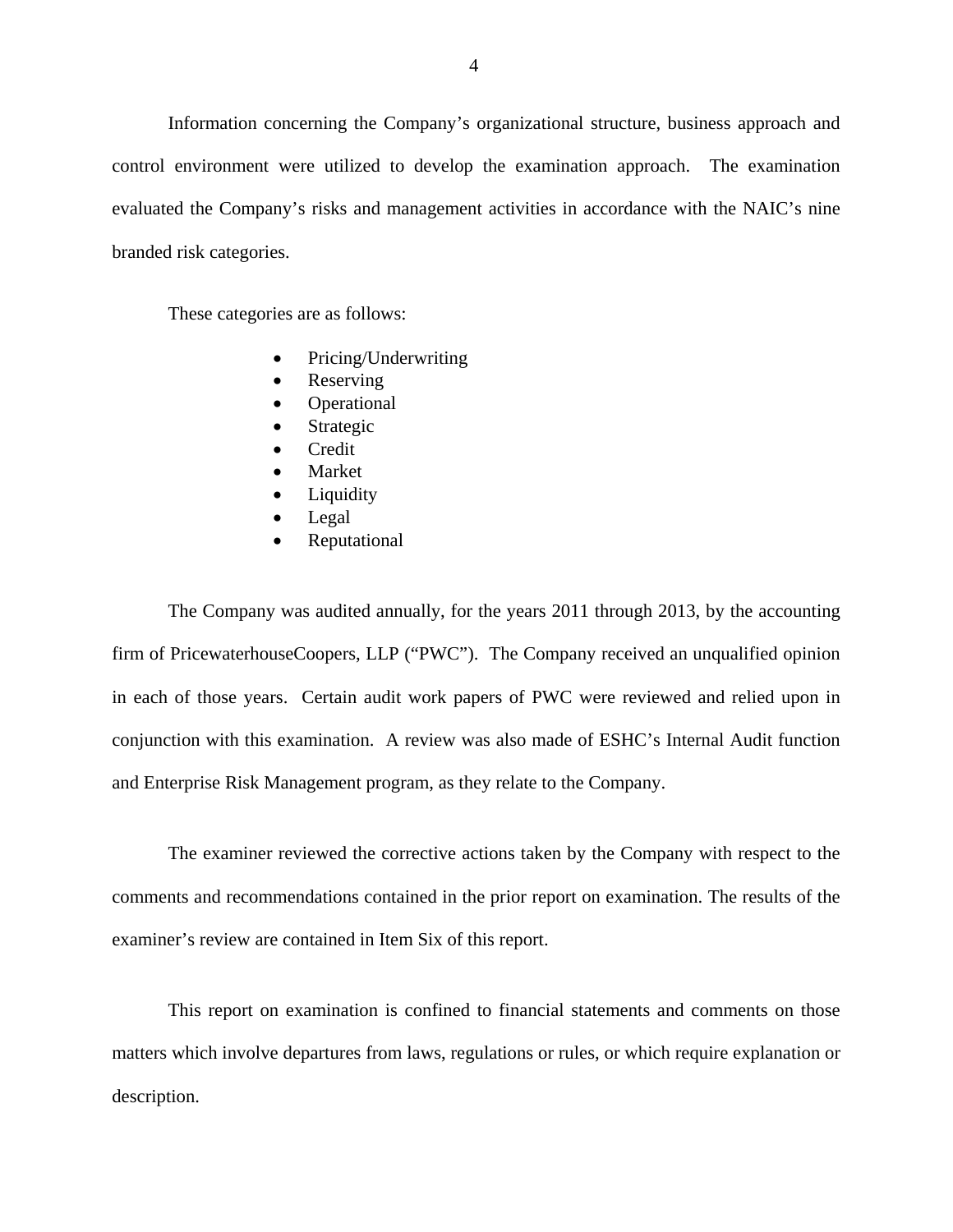Information concerning the Company's organizational structure, business approach and control environment were utilized to develop the examination approach. The examination evaluated the Company's risks and management activities in accordance with the NAIC's nine branded risk categories.

These categories are as follows:

- Pricing/Underwriting
- Reserving
- Operational
- Strategic
- Credit
- Market
- Liquidity
- Legal
- Reputational

The Company was audited annually, for the years 2011 through 2013, by the accounting firm of PricewaterhouseCoopers, LLP ("PWC"). The Company received an unqualified opinion in each of those years. Certain audit work papers of PWC were reviewed and relied upon in conjunction with this examination. A review was also made of ESHC's Internal Audit function and Enterprise Risk Management program, as they relate to the Company.

The examiner reviewed the corrective actions taken by the Company with respect to the comments and recommendations contained in the prior report on examination. The results of the examiner's review are contained in Item Six of this report.

This report on examination is confined to financial statements and comments on those matters which involve departures from laws, regulations or rules, or which require explanation or description.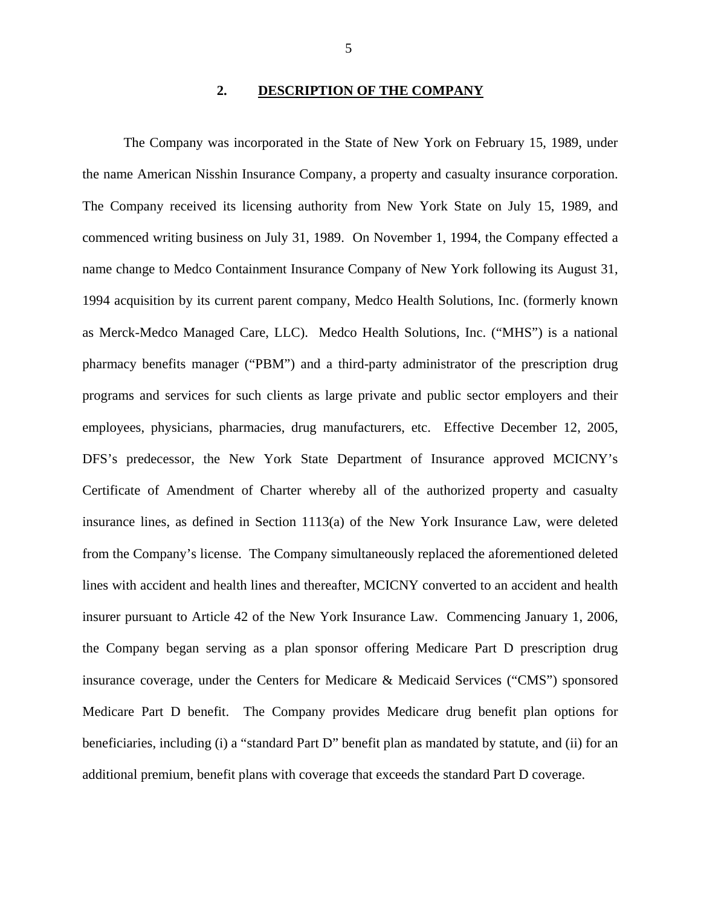## 2. DESCRIPTION OF THE COMPANY

The Company was incorporated in the State of New York on February 15, 1989, under the name American Nisshin Insurance Company, a property and casualty insurance corporation. The Company received its licensing authority from New York State on July 15, 1989, and commenced writing business on July 31, 1989. On November 1, 1994, the Company effected a name change to Medco Containment Insurance Company of New York following its August 31, 1994 acquisition by its current parent company, Medco Health Solutions, Inc. (formerly known as Merck-Medco Managed Care, LLC). Medco Health Solutions, Inc. ("MHS") is a national pharmacy benefits manager ("PBM") and a third-party administrator of the prescription drug programs and services for such clients as large private and public sector employers and their employees, physicians, pharmacies, drug manufacturers, etc. Effective December 12, 2005, DFS's predecessor, the New York State Department of Insurance approved MCICNY's Certificate of Amendment of Charter whereby all of the authorized property and casualty insurance lines, as defined in Section 1113(a) of the New York Insurance Law, were deleted from the Company's license. The Company simultaneously replaced the aforementioned deleted lines with accident and health lines and thereafter, MCICNY converted to an accident and health insurer pursuant to Article 42 of the New York Insurance Law. Commencing January 1, 2006, the Company began serving as a plan sponsor offering Medicare Part D prescription drug insurance coverage, under the Centers for Medicare & Medicaid Services ("CMS") sponsored Medicare Part D benefit. The Company provides Medicare drug benefit plan options for beneficiaries, including (i) a "standard Part D" benefit plan as mandated by statute, and (ii) for an additional premium, benefit plans with coverage that exceeds the standard Part D coverage.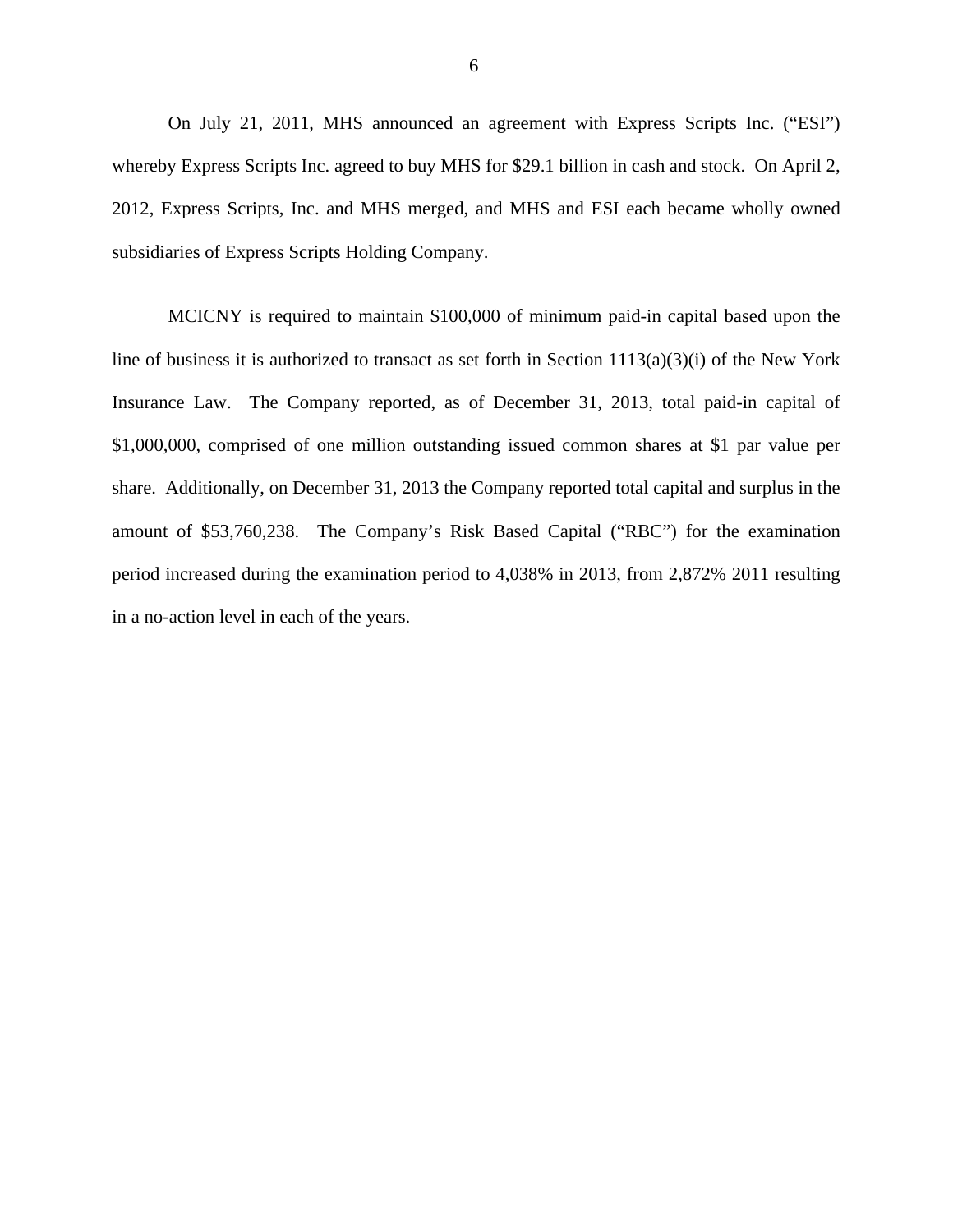On July 21, 2011, MHS announced an agreement with Express Scripts Inc. ("ESI") whereby Express Scripts Inc. agreed to buy MHS for $29.1 billion in cash and stock. On April 2, 2012, Express Scripts, Inc. and MHS merged, and MHS and ESI each became wholly owned subsidiaries of Express Scripts Holding Company.

MCICNY is required to maintain $100,000 of minimum paid-in capital based upon the line of business it is authorized to transact as set forth in Section 1113(a)(3)(i) of the New York Insurance Law. The Company reported, as of December 31, 2013, total paid-in capital of $1,000,000, comprised of one million outstanding issued common shares at $1 par value per share. Additionally, on December 31, 2013 the Company reported total capital and surplus in the amount of $53,760,238. The Company's Risk Based Capital ("RBC") for the examination period increased during the examination period to 4,038% in 2013, from 2,872% 2011 resulting in a no-action level in each of the years.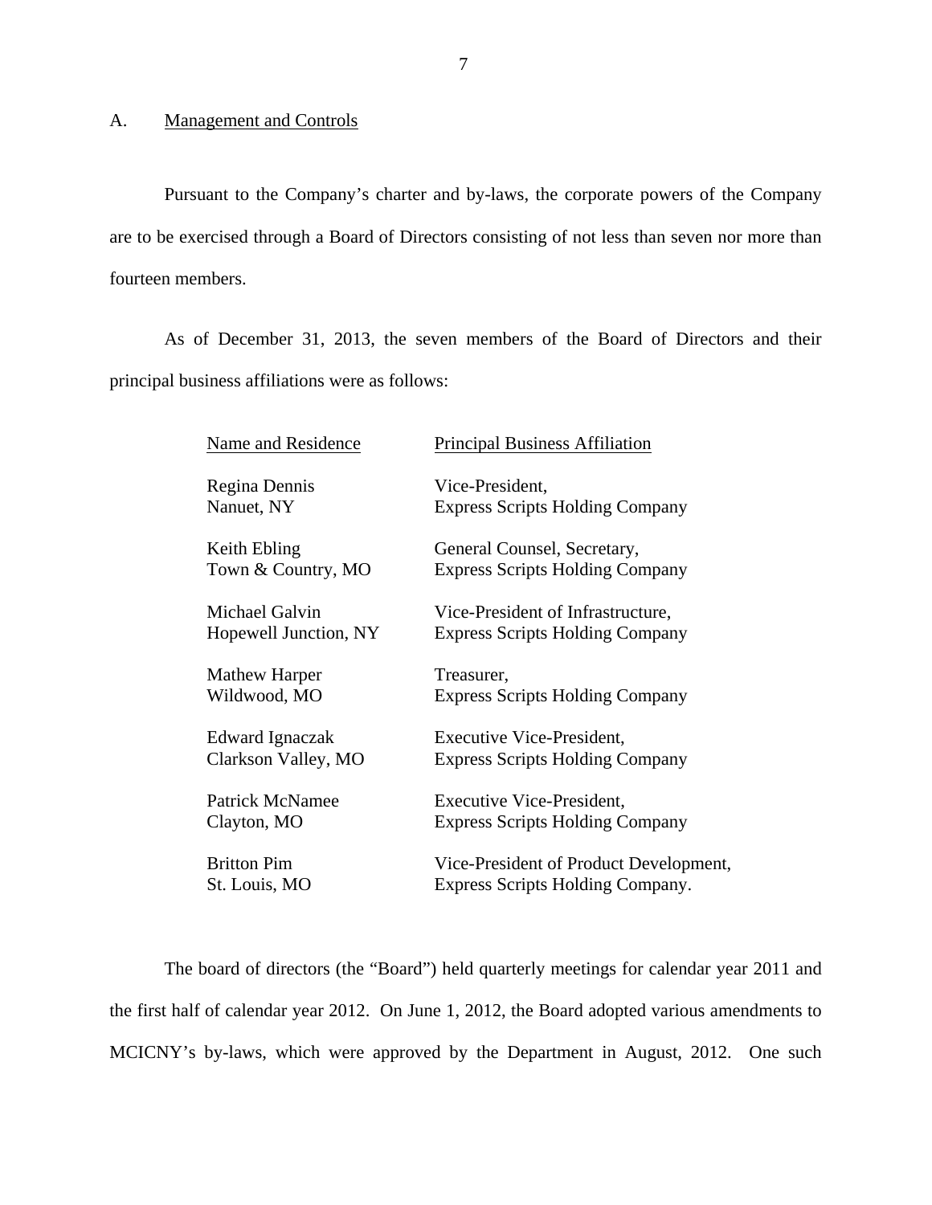## A. Management and Controls

Pursuant to the Company's charter and by-laws, the corporate powers of the Company are to be exercised through a Board of Directors consisting of not less than seven nor more than fourteen members.

As of December 31, 2013, the seven members of the Board of Directors and their principal business affiliations were as follows:

| Name and Residence | Principal Business Affiliation |
|---|---|
| Regina Dennis<br>Nanuet, NY | Vice-President,<br>Express Scripts Holding Company |
| Keith Ebling<br>Town & Country, MO | General Counsel, Secretary,<br>Express Scripts Holding Company |
| Michael Galvin<br>Hopewell Junction, NY | Vice-President of Infrastructure,<br>Express Scripts Holding Company |
| Mathew Harper<br>Wildwood, MO | Treasurer,<br>Express Scripts Holding Company |
| Edward Ignaczak<br>Clarkson Valley, MO | Executive Vice-President,<br>Express Scripts Holding Company |
| Patrick McNamee<br>Clayton, MO | Executive Vice-President,<br>Express Scripts Holding Company |
| Britton Pim<br>St. Louis, MO | Vice-President of Product Development,<br>Express Scripts Holding Company. |

The board of directors (the "Board") held quarterly meetings for calendar year 2011 and the first half of calendar year 2012. On June 1, 2012, the Board adopted various amendments to MCICNY's by-laws, which were approved by the Department in August, 2012. One such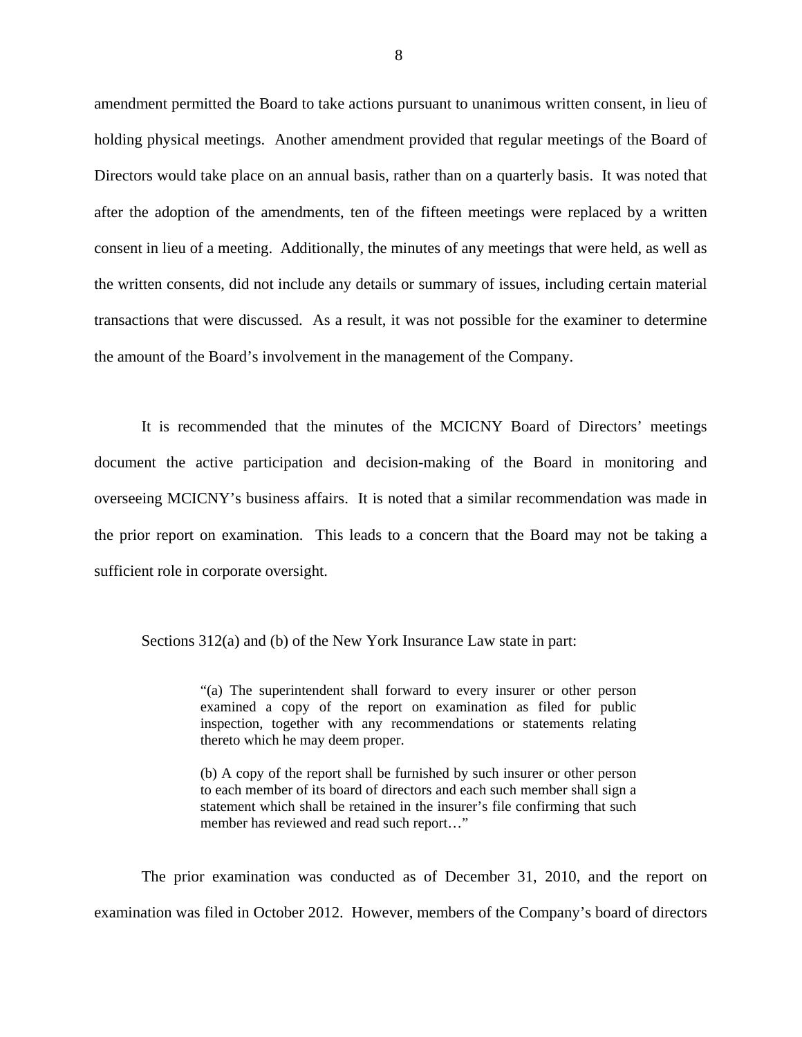amendment permitted the Board to take actions pursuant to unanimous written consent, in lieu of holding physical meetings. Another amendment provided that regular meetings of the Board of Directors would take place on an annual basis, rather than on a quarterly basis. It was noted that after the adoption of the amendments, ten of the fifteen meetings were replaced by a written consent in lieu of a meeting. Additionally, the minutes of any meetings that were held, as well as the written consents, did not include any details or summary of issues, including certain material transactions that were discussed. As a result, it was not possible for the examiner to determine the amount of the Board's involvement in the management of the Company.

It is recommended that the minutes of the MCICNY Board of Directors' meetings document the active participation and decision-making of the Board in monitoring and overseeing MCICNY's business affairs. It is noted that a similar recommendation was made in the prior report on examination. This leads to a concern that the Board may not be taking a sufficient role in corporate oversight.

Sections 312(a) and (b) of the New York Insurance Law state in part:

> "(a) The superintendent shall forward to every insurer or other person examined a copy of the report on examination as filed for public inspection, together with any recommendations or statements relating thereto which he may deem proper.
>
> (b) A copy of the report shall be furnished by such insurer or other person to each member of its board of directors and each such member shall sign a statement which shall be retained in the insurer's file confirming that such member has reviewed and read such report…"

The prior examination was conducted as of December 31, 2010, and the report on examination was filed in October 2012. However, members of the Company's board of directors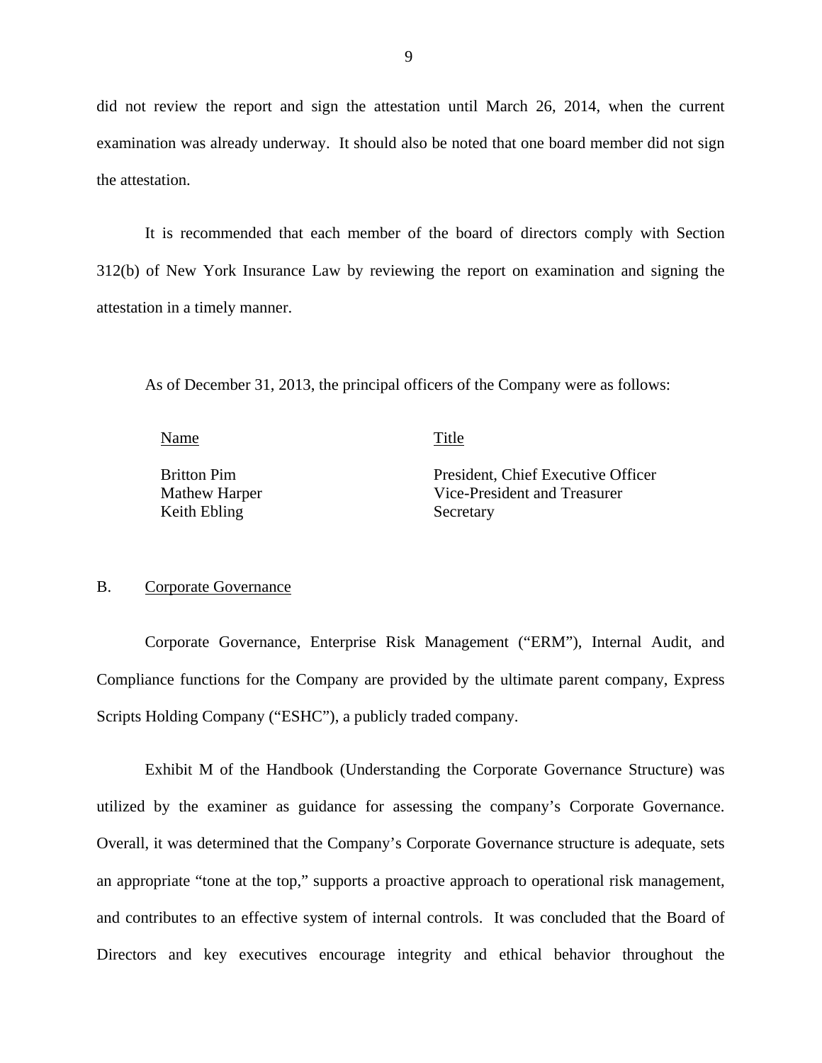did not review the report and sign the attestation until March 26, 2014, when the current examination was already underway. It should also be noted that one board member did not sign the attestation.

It is recommended that each member of the board of directors comply with Section 312(b) of New York Insurance Law by reviewing the report on examination and signing the attestation in a timely manner.

As of December 31, 2013, the principal officers of the Company were as follows:

| Name | Title |
|---|---|
| Britton Pim | President, Chief Executive Officer |
| Mathew Harper | Vice-President and Treasurer |
| Keith Ebling | Secretary |

B. Corporate Governance

Corporate Governance, Enterprise Risk Management ("ERM"), Internal Audit, and Compliance functions for the Company are provided by the ultimate parent company, Express Scripts Holding Company ("ESHC"), a publicly traded company.

Exhibit M of the Handbook (Understanding the Corporate Governance Structure) was utilized by the examiner as guidance for assessing the company's Corporate Governance. Overall, it was determined that the Company's Corporate Governance structure is adequate, sets an appropriate "tone at the top," supports a proactive approach to operational risk management, and contributes to an effective system of internal controls. It was concluded that the Board of Directors and key executives encourage integrity and ethical behavior throughout the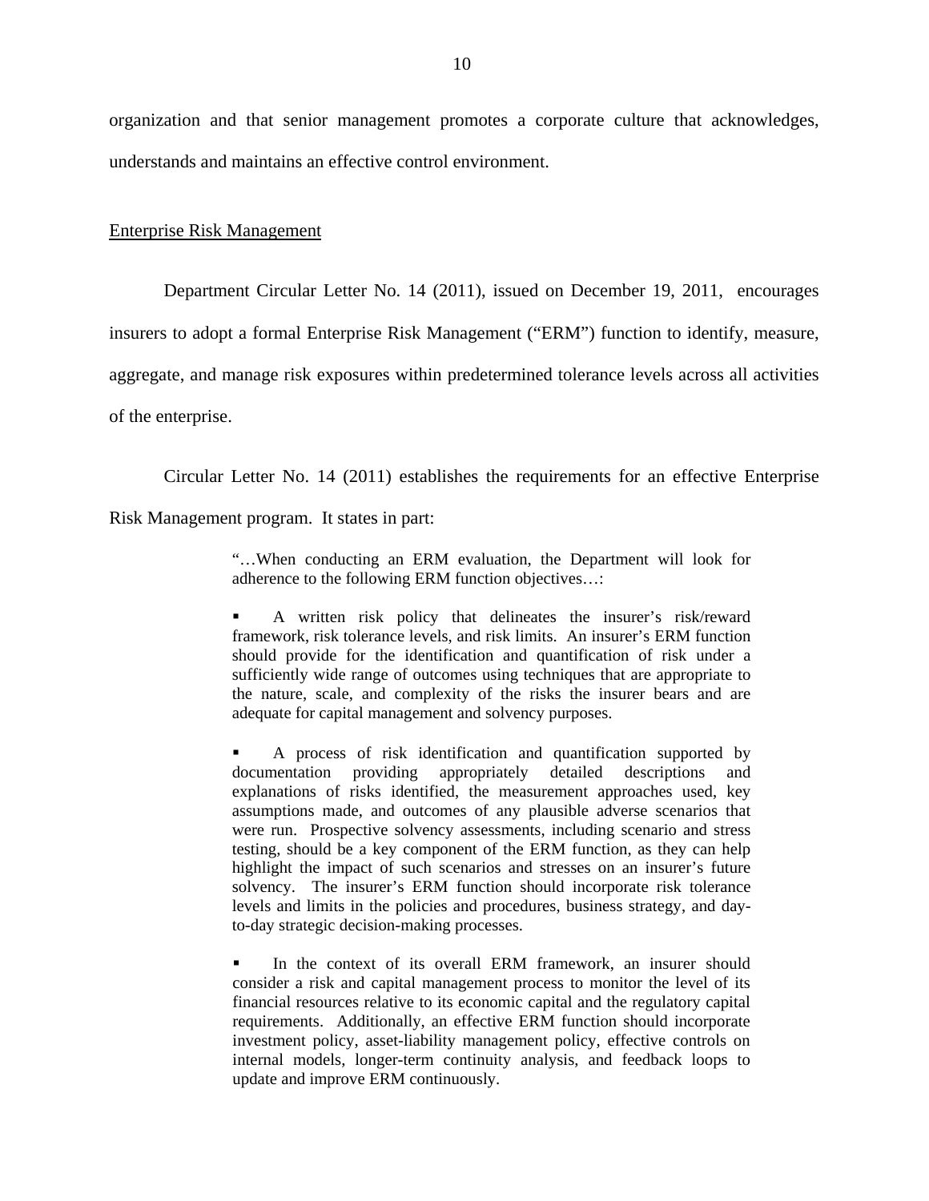organization and that senior management promotes a corporate culture that acknowledges, understands and maintains an effective control environment.

<u>Enterprise Risk Management</u>

Department Circular Letter No. 14 (2011), issued on December 19, 2011, encourages insurers to adopt a formal Enterprise Risk Management ("ERM") function to identify, measure, aggregate, and manage risk exposures within predetermined tolerance levels across all activities of the enterprise.

Circular Letter No. 14 (2011) establishes the requirements for an effective Enterprise Risk Management program. It states in part:

> "…When conducting an ERM evaluation, the Department will look for adherence to the following ERM function objectives…:
>
> - A written risk policy that delineates the insurer's risk/reward framework, risk tolerance levels, and risk limits. An insurer's ERM function should provide for the identification and quantification of risk under a sufficiently wide range of outcomes using techniques that are appropriate to the nature, scale, and complexity of the risks the insurer bears and are adequate for capital management and solvency purposes.
>
> - A process of risk identification and quantification supported by documentation providing appropriately detailed descriptions and explanations of risks identified, the measurement approaches used, key assumptions made, and outcomes of any plausible adverse scenarios that were run. Prospective solvency assessments, including scenario and stress testing, should be a key component of the ERM function, as they can help highlight the impact of such scenarios and stresses on an insurer's future solvency. The insurer's ERM function should incorporate risk tolerance levels and limits in the policies and procedures, business strategy, and day-to-day strategic decision-making processes.
>
> - In the context of its overall ERM framework, an insurer should consider a risk and capital management process to monitor the level of its financial resources relative to its economic capital and the regulatory capital requirements. Additionally, an effective ERM function should incorporate investment policy, asset-liability management policy, effective controls on internal models, longer-term continuity analysis, and feedback loops to update and improve ERM continuously.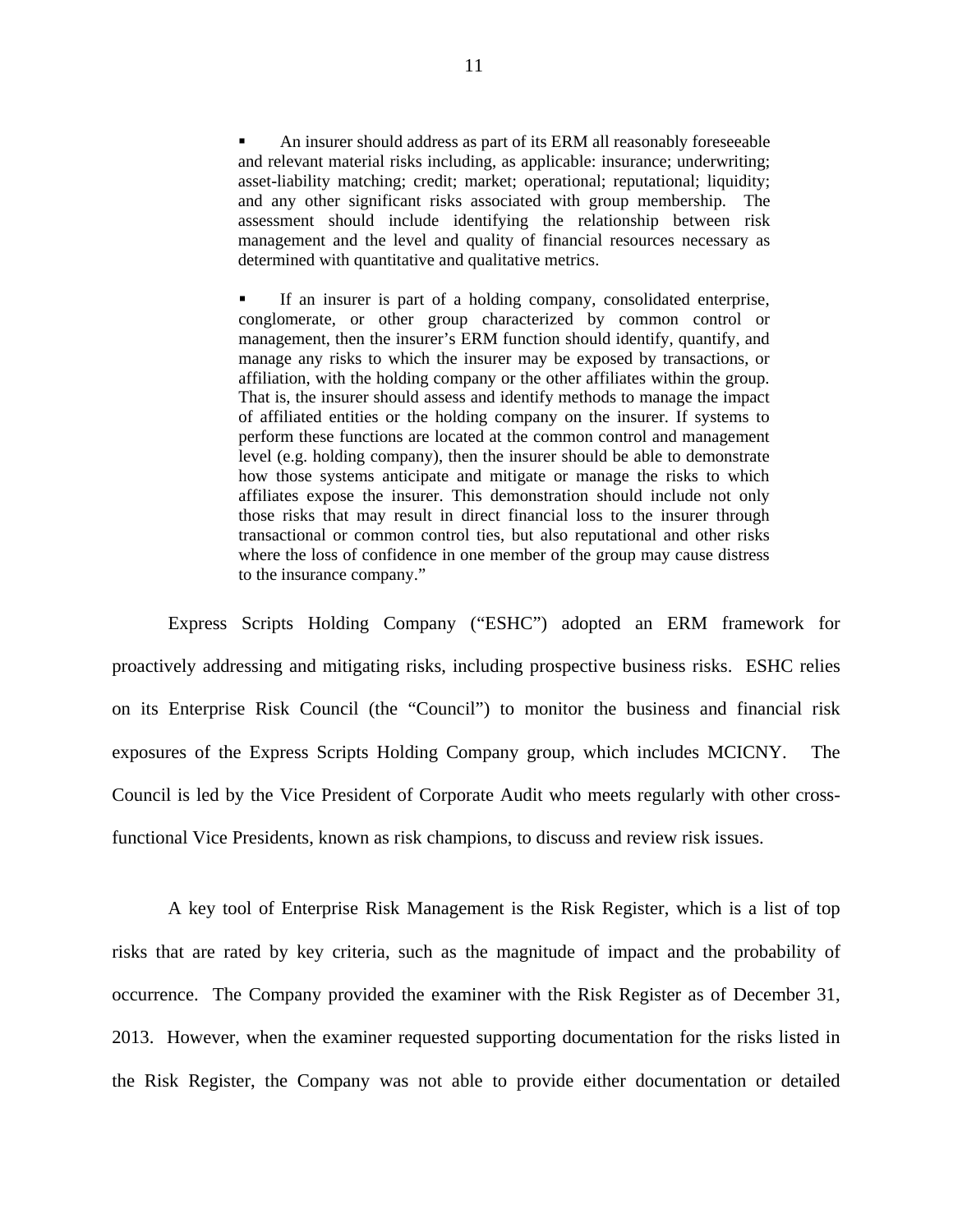- An insurer should address as part of its ERM all reasonably foreseeable and relevant material risks including, as applicable: insurance; underwriting; asset-liability matching; credit; market; operational; reputational; liquidity; and any other significant risks associated with group membership. The assessment should include identifying the relationship between risk management and the level and quality of financial resources necessary as determined with quantitative and qualitative metrics.

- If an insurer is part of a holding company, consolidated enterprise, conglomerate, or other group characterized by common control or management, then the insurer's ERM function should identify, quantify, and manage any risks to which the insurer may be exposed by transactions, or affiliation, with the holding company or the other affiliates within the group. That is, the insurer should assess and identify methods to manage the impact of affiliated entities or the holding company on the insurer. If systems to perform these functions are located at the common control and management level (e.g. holding company), then the insurer should be able to demonstrate how those systems anticipate and mitigate or manage the risks to which affiliates expose the insurer. This demonstration should include not only those risks that may result in direct financial loss to the insurer through transactional or common control ties, but also reputational and other risks where the loss of confidence in one member of the group may cause distress to the insurance company."

Express Scripts Holding Company ("ESHC") adopted an ERM framework for proactively addressing and mitigating risks, including prospective business risks. ESHC relies on its Enterprise Risk Council (the "Council") to monitor the business and financial risk exposures of the Express Scripts Holding Company group, which includes MCICNY. The Council is led by the Vice President of Corporate Audit who meets regularly with other cross-functional Vice Presidents, known as risk champions, to discuss and review risk issues.

A key tool of Enterprise Risk Management is the Risk Register, which is a list of top risks that are rated by key criteria, such as the magnitude of impact and the probability of occurrence. The Company provided the examiner with the Risk Register as of December 31, 2013. However, when the examiner requested supporting documentation for the risks listed in the Risk Register, the Company was not able to provide either documentation or detailed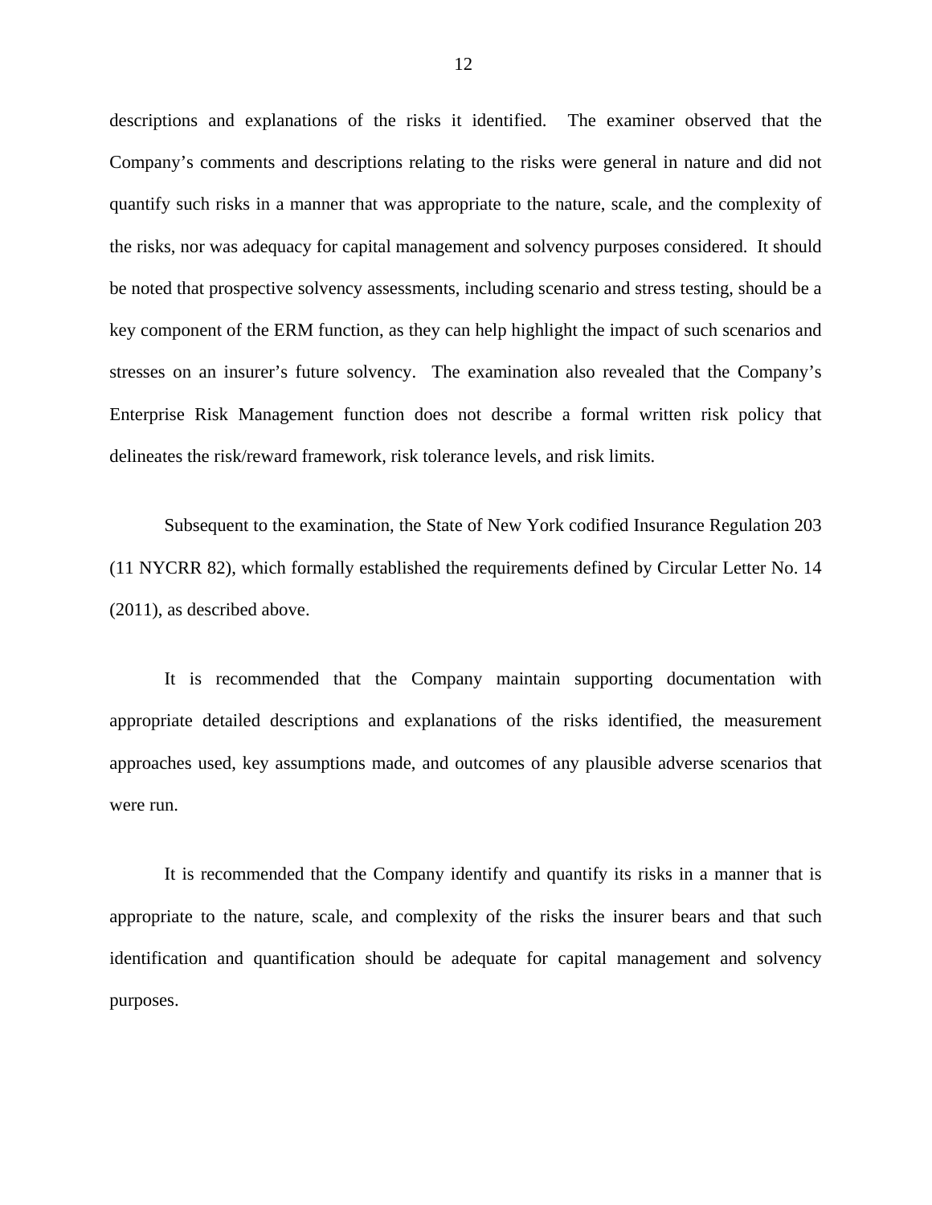descriptions and explanations of the risks it identified. The examiner observed that the Company's comments and descriptions relating to the risks were general in nature and did not quantify such risks in a manner that was appropriate to the nature, scale, and the complexity of the risks, nor was adequacy for capital management and solvency purposes considered. It should be noted that prospective solvency assessments, including scenario and stress testing, should be a key component of the ERM function, as they can help highlight the impact of such scenarios and stresses on an insurer's future solvency. The examination also revealed that the Company's Enterprise Risk Management function does not describe a formal written risk policy that delineates the risk/reward framework, risk tolerance levels, and risk limits.

Subsequent to the examination, the State of New York codified Insurance Regulation 203 (11 NYCRR 82), which formally established the requirements defined by Circular Letter No. 14 (2011), as described above.

It is recommended that the Company maintain supporting documentation with appropriate detailed descriptions and explanations of the risks identified, the measurement approaches used, key assumptions made, and outcomes of any plausible adverse scenarios that were run.

It is recommended that the Company identify and quantify its risks in a manner that is appropriate to the nature, scale, and complexity of the risks the insurer bears and that such identification and quantification should be adequate for capital management and solvency purposes.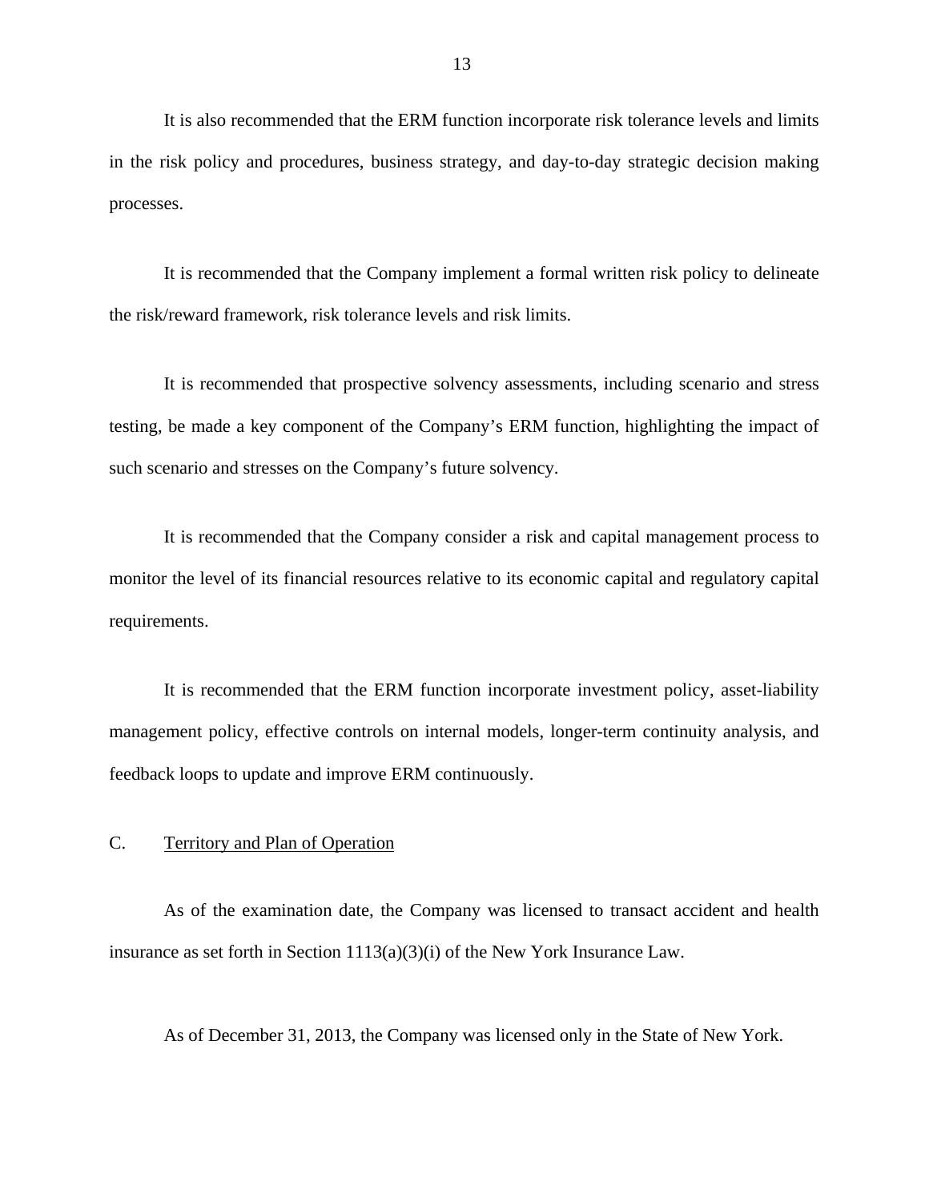It is also recommended that the ERM function incorporate risk tolerance levels and limits in the risk policy and procedures, business strategy, and day-to-day strategic decision making processes.

It is recommended that the Company implement a formal written risk policy to delineate the risk/reward framework, risk tolerance levels and risk limits.

It is recommended that prospective solvency assessments, including scenario and stress testing, be made a key component of the Company's ERM function, highlighting the impact of such scenario and stresses on the Company's future solvency.

It is recommended that the Company consider a risk and capital management process to monitor the level of its financial resources relative to its economic capital and regulatory capital requirements.

It is recommended that the ERM function incorporate investment policy, asset-liability management policy, effective controls on internal models, longer-term continuity analysis, and feedback loops to update and improve ERM continuously.

C. Territory and Plan of Operation

As of the examination date, the Company was licensed to transact accident and health insurance as set forth in Section 1113(a)(3)(i) of the New York Insurance Law.

As of December 31, 2013, the Company was licensed only in the State of New York.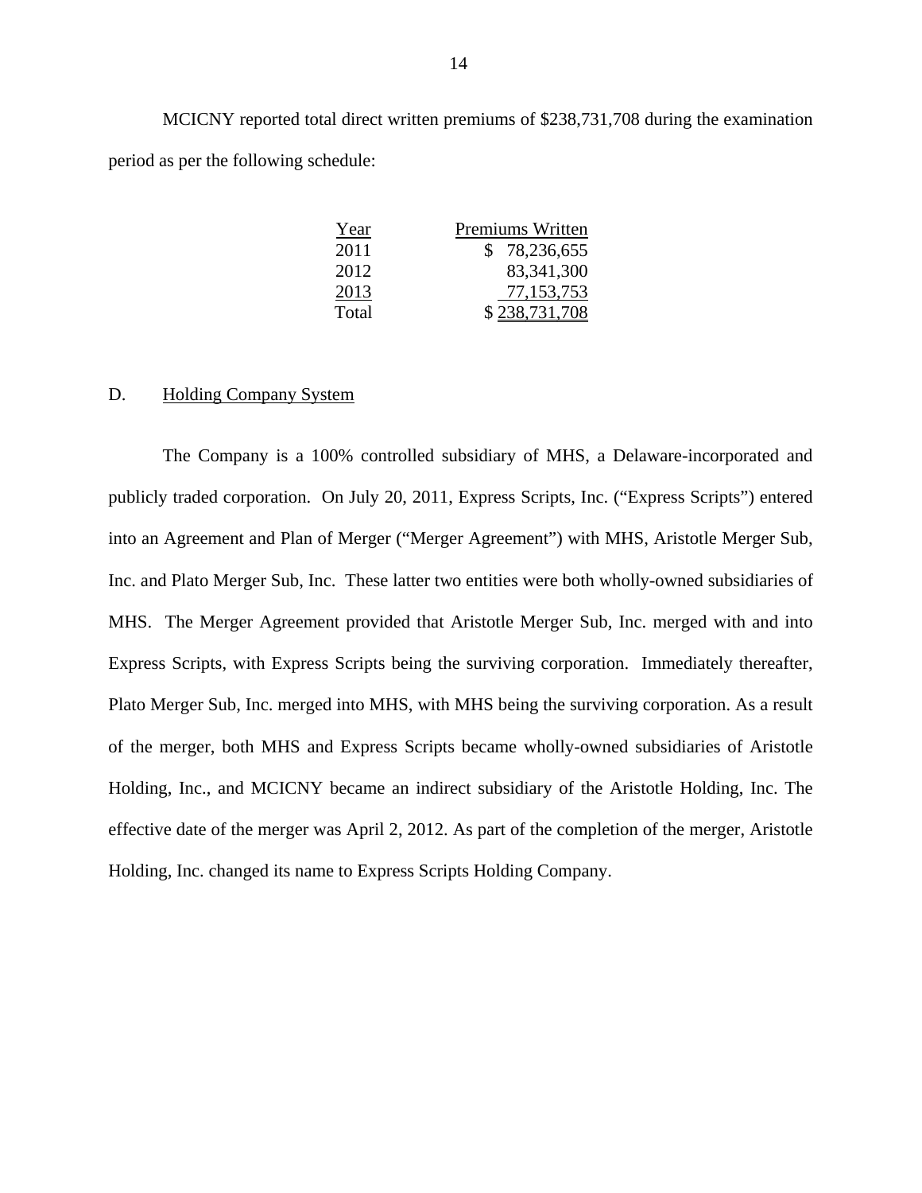MCICNY reported total direct written premiums of $238,731,708 during the examination period as per the following schedule:

| Year | Premiums Written |
|---|---|
| 2011 | $ 78,236,655 |
| 2012 | 83,341,300 |
| 2013 | 77,153,753 |
| Total | $ 238,731,708 |

D. Holding Company System

The Company is a 100% controlled subsidiary of MHS, a Delaware-incorporated and publicly traded corporation. On July 20, 2011, Express Scripts, Inc. ("Express Scripts") entered into an Agreement and Plan of Merger ("Merger Agreement") with MHS, Aristotle Merger Sub, Inc. and Plato Merger Sub, Inc. These latter two entities were both wholly-owned subsidiaries of MHS. The Merger Agreement provided that Aristotle Merger Sub, Inc. merged with and into Express Scripts, with Express Scripts being the surviving corporation. Immediately thereafter, Plato Merger Sub, Inc. merged into MHS, with MHS being the surviving corporation. As a result of the merger, both MHS and Express Scripts became wholly-owned subsidiaries of Aristotle Holding, Inc., and MCICNY became an indirect subsidiary of the Aristotle Holding, Inc. The effective date of the merger was April 2, 2012. As part of the completion of the merger, Aristotle Holding, Inc. changed its name to Express Scripts Holding Company.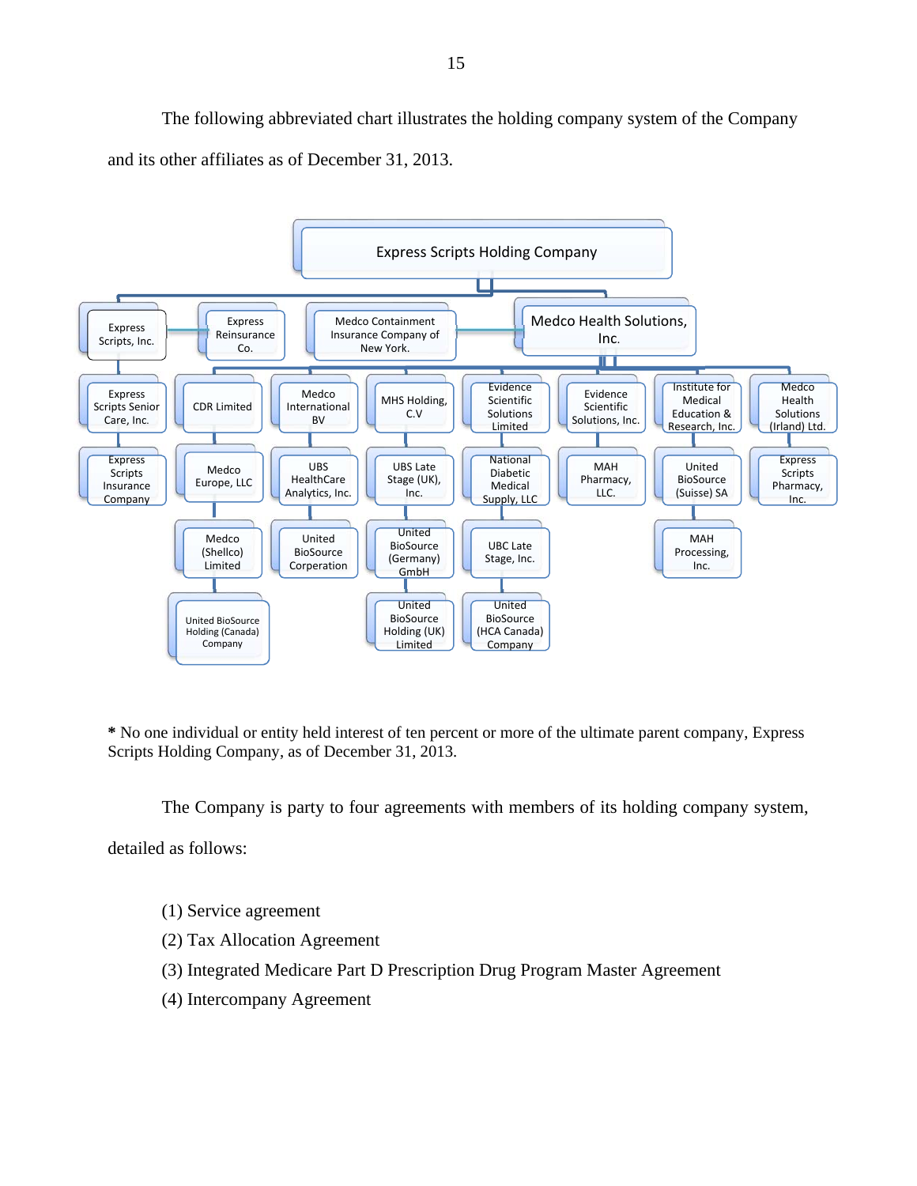The following abbreviated chart illustrates the holding company system of the Company and its other affiliates as of December 31, 2013.

- Express Scripts Holding Company
  - Express Scripts, Inc.
    - Express Scripts Senior Care, Inc.
      - Express Scripts Insurance Company
  - Express Reinsurance Co.
  - Medco Containment Insurance Company of New York.
  - Medco Health Solutions, Inc.
    - CDR Limited
      - Medco Europe, LLC
        - Medco (Shellco) Limited
          - United BioSource Holding (Canada) Company
    - Medco International BV
      - UBS HealthCare Analytics, Inc.
        - United BioSource Corperation
    - MHS Holding, C.V
      - UBS Late Stage (UK), Inc.
        - United BioSource (Germany) GmbH
          - United BioSource Holding (UK) Limited
    - Evidence Scientific Solutions Limited
      - National Diabetic Medical Supply, LLC
        - UBC Late Stage, Inc.
          - United BioSource (HCA Canada) Company
    - Evidence Scientific Solutions, Inc.
      - MAH Pharmacy, LLC.
    - Institute for Medical Education & Research, Inc.
      - United BioSource (Suisse) SA
        - MAH Processing, Inc.
    - Medco Health Solutions (Irland) Ltd.
      - Express Scripts Pharmacy, Inc.

**\*** No one individual or entity held interest of ten percent or more of the ultimate parent company, Express Scripts Holding Company, as of December 31, 2013.

The Company is party to four agreements with members of its holding company system, detailed as follows:

(1) Service agreement
(2) Tax Allocation Agreement
(3) Integrated Medicare Part D Prescription Drug Program Master Agreement
(4) Intercompany Agreement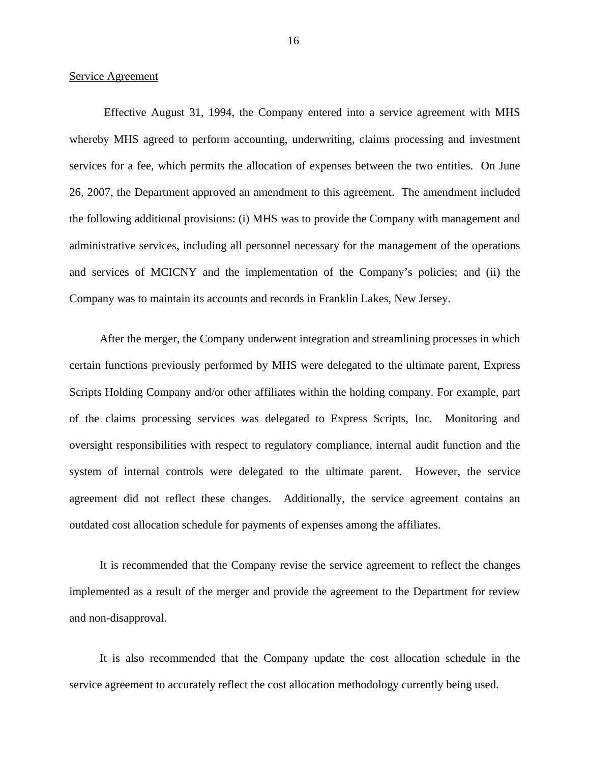Service Agreement

Effective August 31, 1994, the Company entered into a service agreement with MHS whereby MHS agreed to perform accounting, underwriting, claims processing and investment services for a fee, which permits the allocation of expenses between the two entities. On June 26, 2007, the Department approved an amendment to this agreement. The amendment included the following additional provisions: (i) MHS was to provide the Company with management and administrative services, including all personnel necessary for the management of the operations and services of MCICNY and the implementation of the Company's policies; and (ii) the Company was to maintain its accounts and records in Franklin Lakes, New Jersey.

After the merger, the Company underwent integration and streamlining processes in which certain functions previously performed by MHS were delegated to the ultimate parent, Express Scripts Holding Company and/or other affiliates within the holding company. For example, part of the claims processing services was delegated to Express Scripts, Inc. Monitoring and oversight responsibilities with respect to regulatory compliance, internal audit function and the system of internal controls were delegated to the ultimate parent. However, the service agreement did not reflect these changes. Additionally, the service agreement contains an outdated cost allocation schedule for payments of expenses among the affiliates.

It is recommended that the Company revise the service agreement to reflect the changes implemented as a result of the merger and provide the agreement to the Department for review and non-disapproval.

It is also recommended that the Company update the cost allocation schedule in the service agreement to accurately reflect the cost allocation methodology currently being used.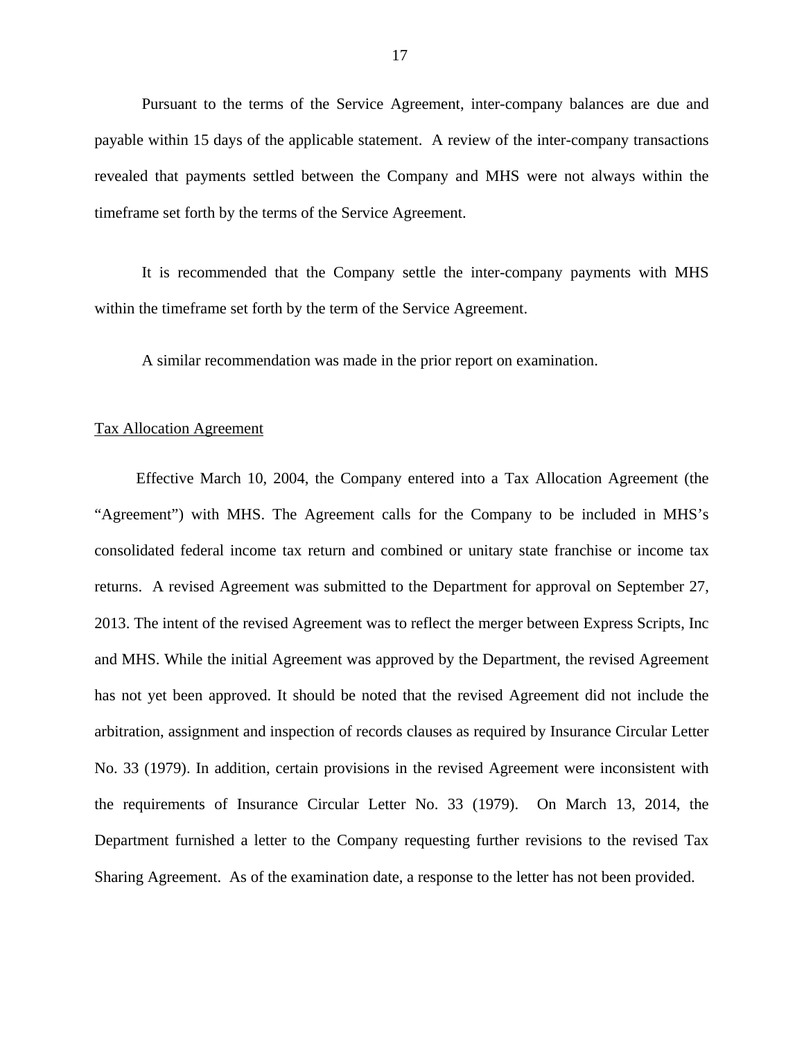Pursuant to the terms of the Service Agreement, inter-company balances are due and payable within 15 days of the applicable statement. A review of the inter-company transactions revealed that payments settled between the Company and MHS were not always within the timeframe set forth by the terms of the Service Agreement.

It is recommended that the Company settle the inter-company payments with MHS within the timeframe set forth by the term of the Service Agreement.

A similar recommendation was made in the prior report on examination.

Tax Allocation Agreement

Effective March 10, 2004, the Company entered into a Tax Allocation Agreement (the "Agreement") with MHS. The Agreement calls for the Company to be included in MHS's consolidated federal income tax return and combined or unitary state franchise or income tax returns. A revised Agreement was submitted to the Department for approval on September 27, 2013. The intent of the revised Agreement was to reflect the merger between Express Scripts, Inc and MHS. While the initial Agreement was approved by the Department, the revised Agreement has not yet been approved. It should be noted that the revised Agreement did not include the arbitration, assignment and inspection of records clauses as required by Insurance Circular Letter No. 33 (1979). In addition, certain provisions in the revised Agreement were inconsistent with the requirements of Insurance Circular Letter No. 33 (1979). On March 13, 2014, the Department furnished a letter to the Company requesting further revisions to the revised Tax Sharing Agreement. As of the examination date, a response to the letter has not been provided.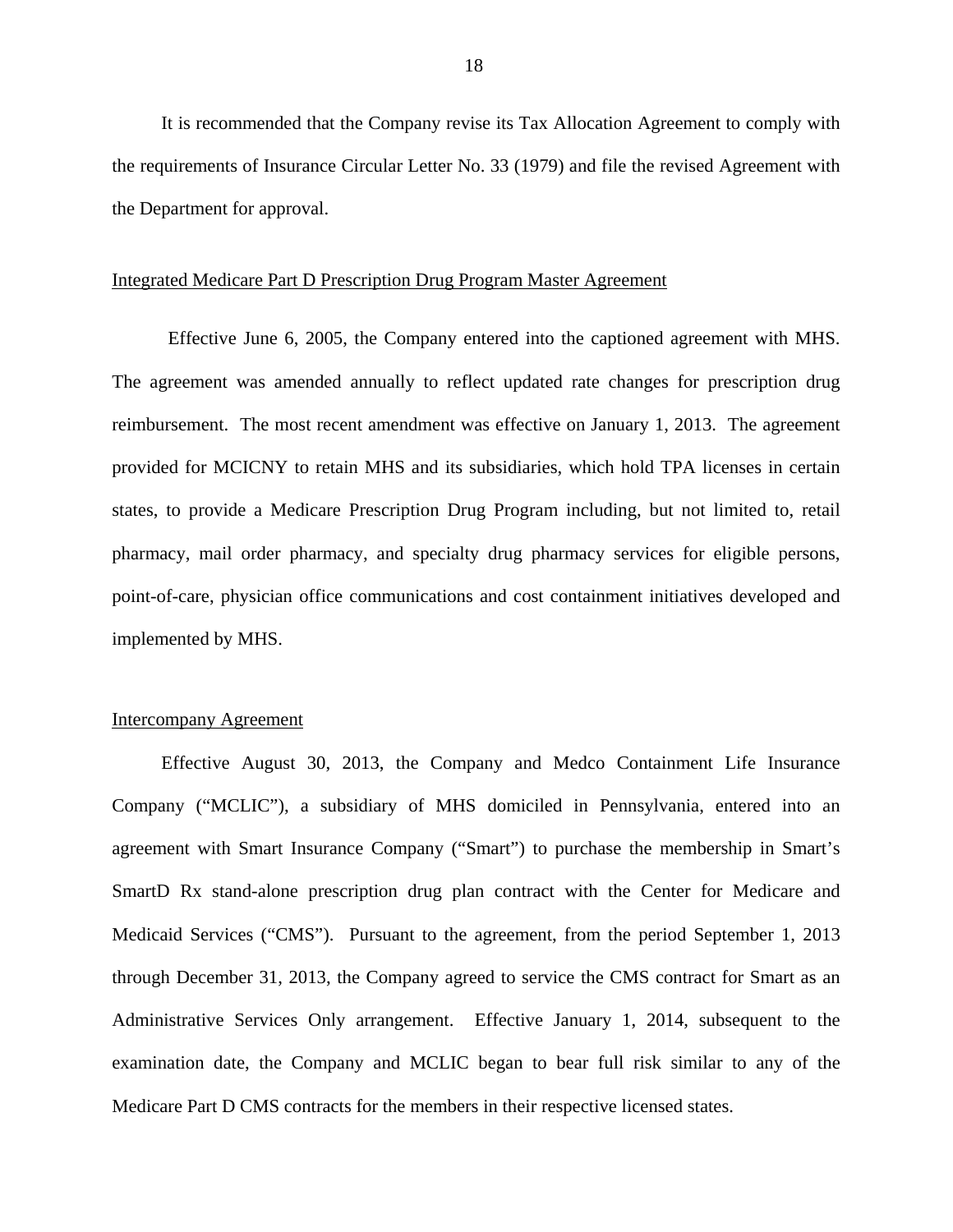It is recommended that the Company revise its Tax Allocation Agreement to comply with the requirements of Insurance Circular Letter No. 33 (1979) and file the revised Agreement with the Department for approval.

<u>Integrated Medicare Part D Prescription Drug Program Master Agreement</u>

Effective June 6, 2005, the Company entered into the captioned agreement with MHS. The agreement was amended annually to reflect updated rate changes for prescription drug reimbursement. The most recent amendment was effective on January 1, 2013. The agreement provided for MCICNY to retain MHS and its subsidiaries, which hold TPA licenses in certain states, to provide a Medicare Prescription Drug Program including, but not limited to, retail pharmacy, mail order pharmacy, and specialty drug pharmacy services for eligible persons, point-of-care, physician office communications and cost containment initiatives developed and implemented by MHS.

<u>Intercompany Agreement</u>

Effective August 30, 2013, the Company and Medco Containment Life Insurance Company ("MCLIC"), a subsidiary of MHS domiciled in Pennsylvania, entered into an agreement with Smart Insurance Company ("Smart") to purchase the membership in Smart's SmartD Rx stand-alone prescription drug plan contract with the Center for Medicare and Medicaid Services ("CMS"). Pursuant to the agreement, from the period September 1, 2013 through December 31, 2013, the Company agreed to service the CMS contract for Smart as an Administrative Services Only arrangement. Effective January 1, 2014, subsequent to the examination date, the Company and MCLIC began to bear full risk similar to any of the Medicare Part D CMS contracts for the members in their respective licensed states.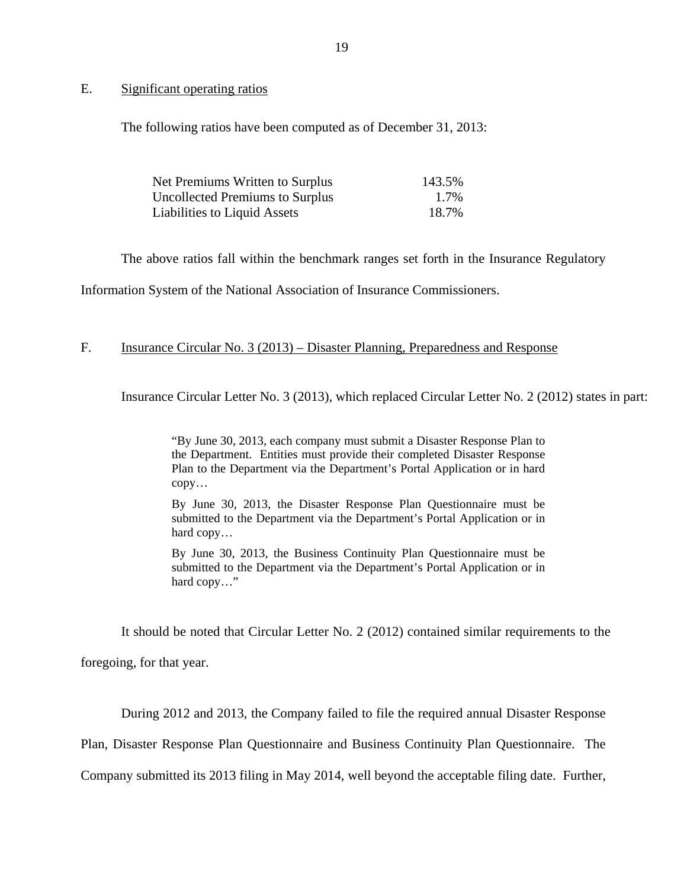## E. Significant operating ratios

The following ratios have been computed as of December 31, 2013:

| | |
|---|---|
| Net Premiums Written to Surplus | 143.5% |
| Uncollected Premiums to Surplus | 1.7% |
| Liabilities to Liquid Assets | 18.7% |

The above ratios fall within the benchmark ranges set forth in the Insurance Regulatory Information System of the National Association of Insurance Commissioners.

## F. Insurance Circular No. 3 (2013) – Disaster Planning, Preparedness and Response

Insurance Circular Letter No. 3 (2013), which replaced Circular Letter No. 2 (2012) states in part:

> "By June 30, 2013, each company must submit a Disaster Response Plan to the Department. Entities must provide their completed Disaster Response Plan to the Department via the Department's Portal Application or in hard copy…
>
> By June 30, 2013, the Disaster Response Plan Questionnaire must be submitted to the Department via the Department's Portal Application or in hard copy…
>
> By June 30, 2013, the Business Continuity Plan Questionnaire must be submitted to the Department via the Department's Portal Application or in hard copy…"

It should be noted that Circular Letter No. 2 (2012) contained similar requirements to the foregoing, for that year.

During 2012 and 2013, the Company failed to file the required annual Disaster Response Plan, Disaster Response Plan Questionnaire and Business Continuity Plan Questionnaire. The Company submitted its 2013 filing in May 2014, well beyond the acceptable filing date. Further,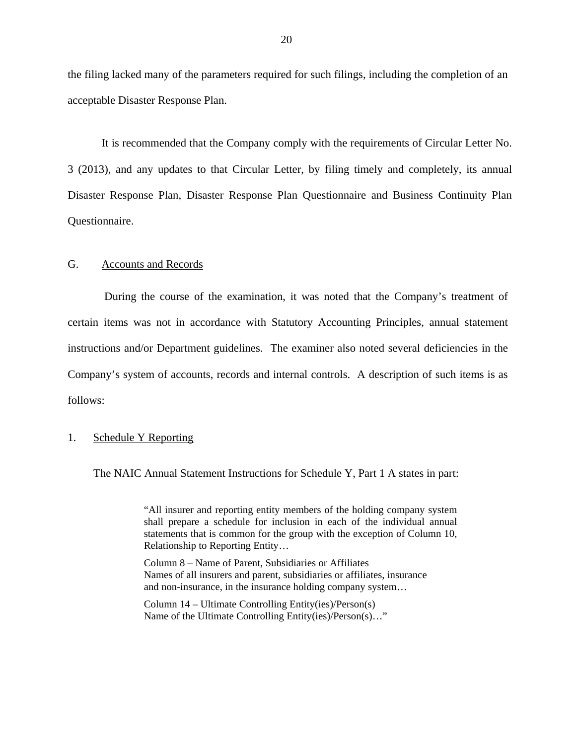the filing lacked many of the parameters required for such filings, including the completion of an acceptable Disaster Response Plan.

It is recommended that the Company comply with the requirements of Circular Letter No. 3 (2013), and any updates to that Circular Letter, by filing timely and completely, its annual Disaster Response Plan, Disaster Response Plan Questionnaire and Business Continuity Plan Questionnaire.

## G. Accounts and Records

During the course of the examination, it was noted that the Company's treatment of certain items was not in accordance with Statutory Accounting Principles, annual statement instructions and/or Department guidelines. The examiner also noted several deficiencies in the Company's system of accounts, records and internal controls. A description of such items is as follows:

### 1. Schedule Y Reporting

The NAIC Annual Statement Instructions for Schedule Y, Part 1 A states in part:

> "All insurer and reporting entity members of the holding company system shall prepare a schedule for inclusion in each of the individual annual statements that is common for the group with the exception of Column 10, Relationship to Reporting Entity…
>
> Column 8 – Name of Parent, Subsidiaries or Affiliates
> Names of all insurers and parent, subsidiaries or affiliates, insurance and non-insurance, in the insurance holding company system…
>
> Column 14 – Ultimate Controlling Entity(ies)/Person(s)
> Name of the Ultimate Controlling Entity(ies)/Person(s)…"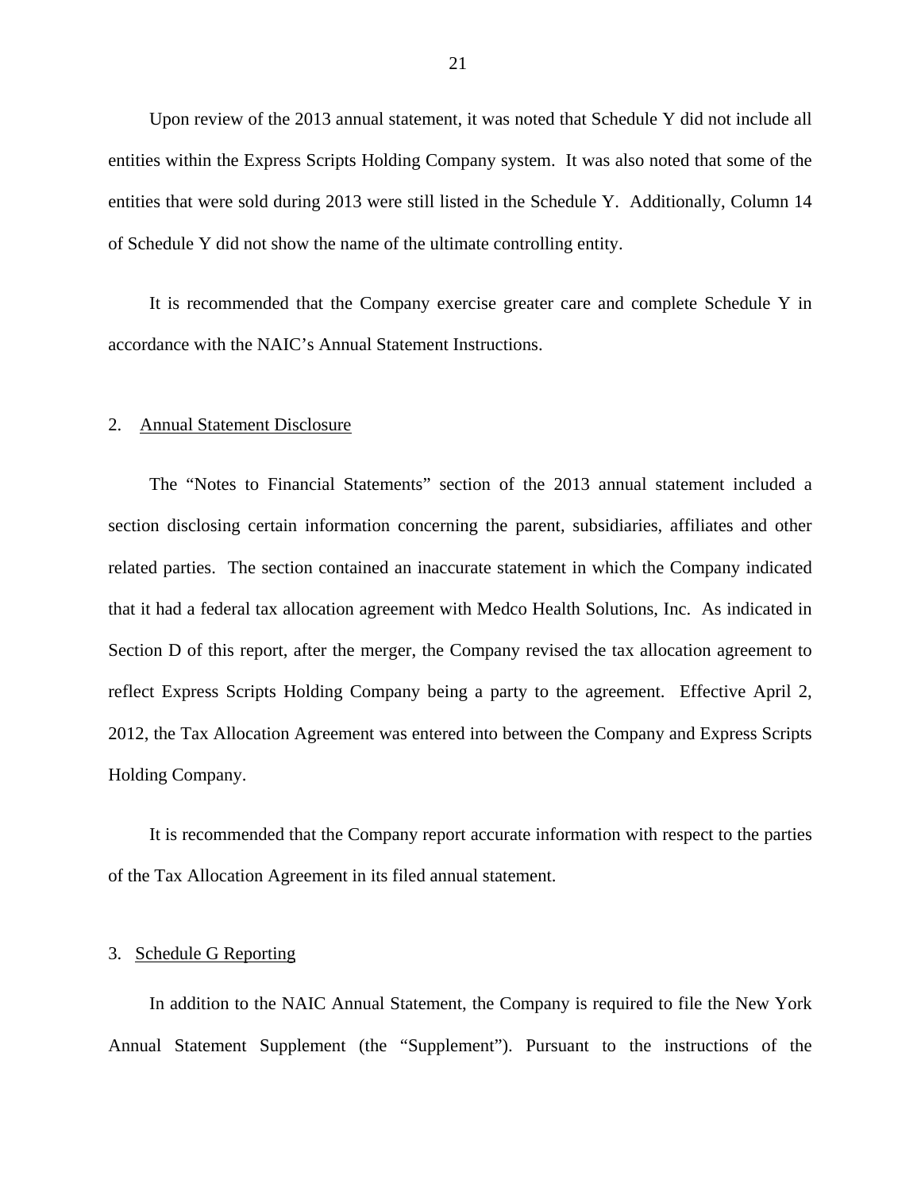Upon review of the 2013 annual statement, it was noted that Schedule Y did not include all entities within the Express Scripts Holding Company system. It was also noted that some of the entities that were sold during 2013 were still listed in the Schedule Y. Additionally, Column 14 of Schedule Y did not show the name of the ultimate controlling entity.

It is recommended that the Company exercise greater care and complete Schedule Y in accordance with the NAIC's Annual Statement Instructions.

2. Annual Statement Disclosure

The "Notes to Financial Statements" section of the 2013 annual statement included a section disclosing certain information concerning the parent, subsidiaries, affiliates and other related parties. The section contained an inaccurate statement in which the Company indicated that it had a federal tax allocation agreement with Medco Health Solutions, Inc. As indicated in Section D of this report, after the merger, the Company revised the tax allocation agreement to reflect Express Scripts Holding Company being a party to the agreement. Effective April 2, 2012, the Tax Allocation Agreement was entered into between the Company and Express Scripts Holding Company.

It is recommended that the Company report accurate information with respect to the parties of the Tax Allocation Agreement in its filed annual statement.

3. Schedule G Reporting

In addition to the NAIC Annual Statement, the Company is required to file the New York Annual Statement Supplement (the "Supplement"). Pursuant to the instructions of the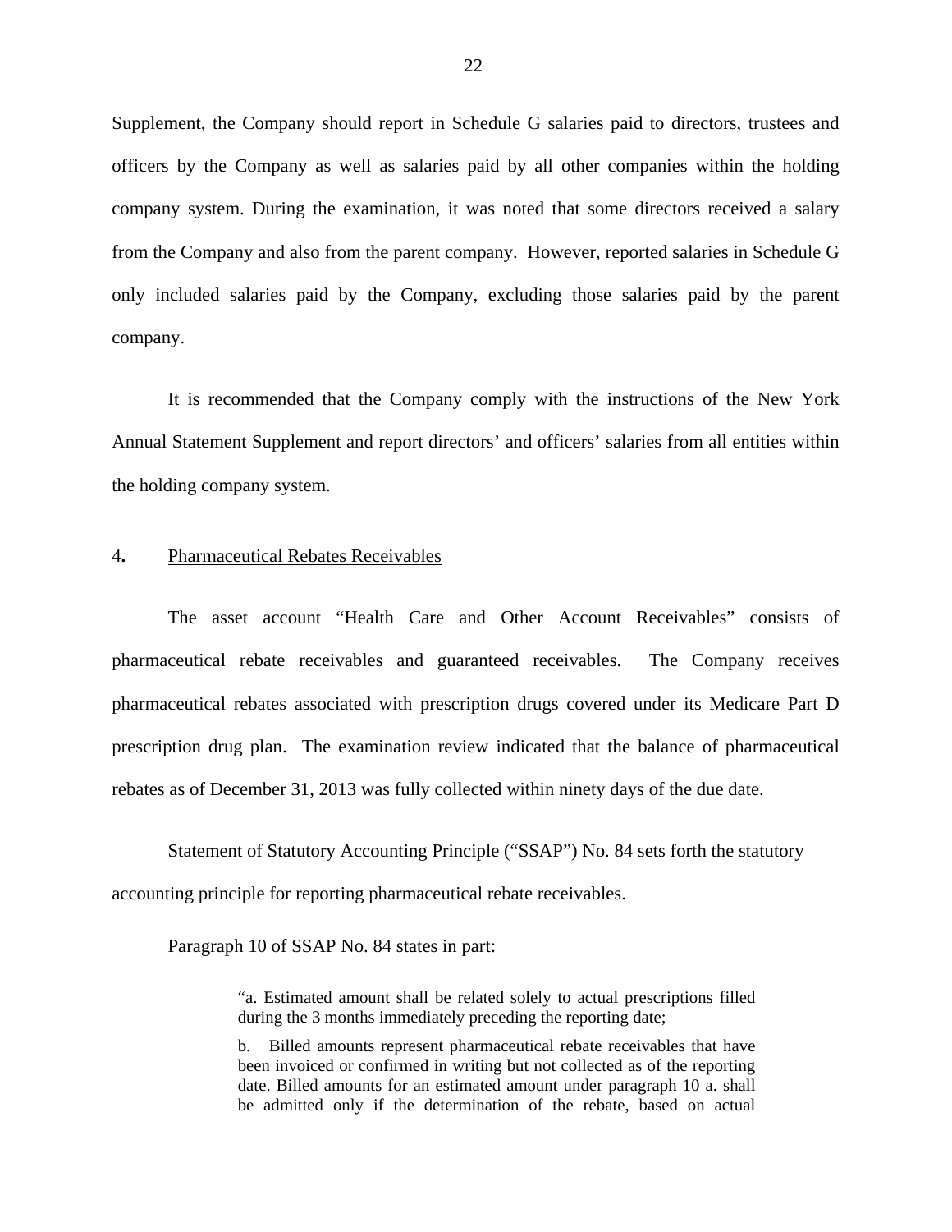Supplement, the Company should report in Schedule G salaries paid to directors, trustees and officers by the Company as well as salaries paid by all other companies within the holding company system. During the examination, it was noted that some directors received a salary from the Company and also from the parent company. However, reported salaries in Schedule G only included salaries paid by the Company, excluding those salaries paid by the parent company.

It is recommended that the Company comply with the instructions of the New York Annual Statement Supplement and report directors' and officers' salaries from all entities within the holding company system.

4. <u>Pharmaceutical Rebates Receivables</u>

The asset account "Health Care and Other Account Receivables" consists of pharmaceutical rebate receivables and guaranteed receivables. The Company receives pharmaceutical rebates associated with prescription drugs covered under its Medicare Part D prescription drug plan. The examination review indicated that the balance of pharmaceutical rebates as of December 31, 2013 was fully collected within ninety days of the due date.

Statement of Statutory Accounting Principle ("SSAP") No. 84 sets forth the statutory accounting principle for reporting pharmaceutical rebate receivables.

Paragraph 10 of SSAP No. 84 states in part:

> "a. Estimated amount shall be related solely to actual prescriptions filled during the 3 months immediately preceding the reporting date;
>
> b. Billed amounts represent pharmaceutical rebate receivables that have been invoiced or confirmed in writing but not collected as of the reporting date. Billed amounts for an estimated amount under paragraph 10 a. shall be admitted only if the determination of the rebate, based on actual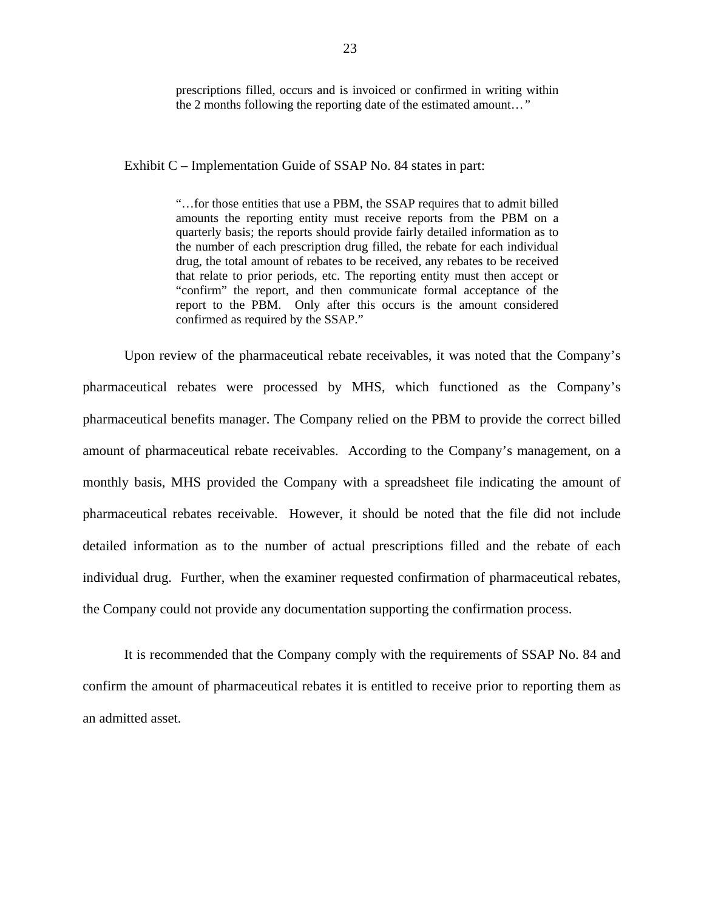> prescriptions filled, occurs and is invoiced or confirmed in writing within the 2 months following the reporting date of the estimated amount…"

Exhibit C – Implementation Guide of SSAP No. 84 states in part:

> "…for those entities that use a PBM, the SSAP requires that to admit billed amounts the reporting entity must receive reports from the PBM on a quarterly basis; the reports should provide fairly detailed information as to the number of each prescription drug filled, the rebate for each individual drug, the total amount of rebates to be received, any rebates to be received that relate to prior periods, etc. The reporting entity must then accept or "confirm" the report, and then communicate formal acceptance of the report to the PBM. Only after this occurs is the amount considered confirmed as required by the SSAP."

Upon review of the pharmaceutical rebate receivables, it was noted that the Company's pharmaceutical rebates were processed by MHS, which functioned as the Company's pharmaceutical benefits manager. The Company relied on the PBM to provide the correct billed amount of pharmaceutical rebate receivables. According to the Company's management, on a monthly basis, MHS provided the Company with a spreadsheet file indicating the amount of pharmaceutical rebates receivable. However, it should be noted that the file did not include detailed information as to the number of actual prescriptions filled and the rebate of each individual drug. Further, when the examiner requested confirmation of pharmaceutical rebates, the Company could not provide any documentation supporting the confirmation process.

It is recommended that the Company comply with the requirements of SSAP No. 84 and confirm the amount of pharmaceutical rebates it is entitled to receive prior to reporting them as an admitted asset.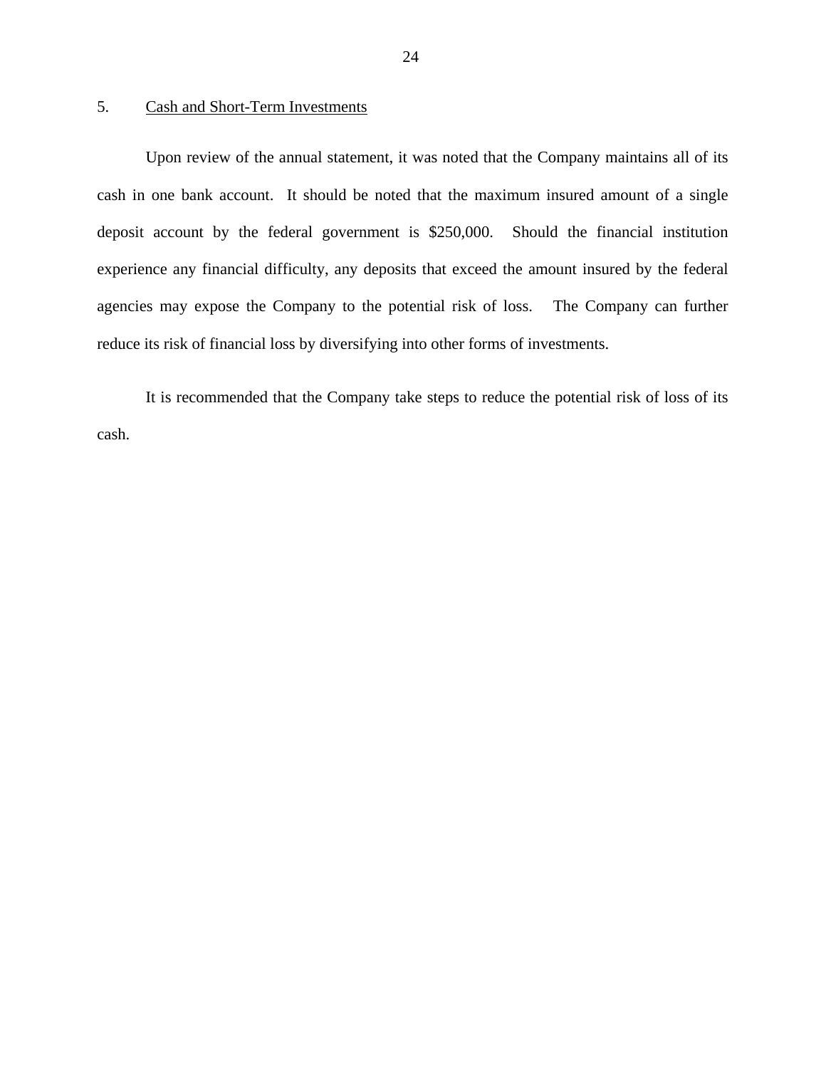## 5. Cash and Short-Term Investments

Upon review of the annual statement, it was noted that the Company maintains all of its cash in one bank account. It should be noted that the maximum insured amount of a single deposit account by the federal government is $250,000. Should the financial institution experience any financial difficulty, any deposits that exceed the amount insured by the federal agencies may expose the Company to the potential risk of loss. The Company can further reduce its risk of financial loss by diversifying into other forms of investments.

It is recommended that the Company take steps to reduce the potential risk of loss of its cash.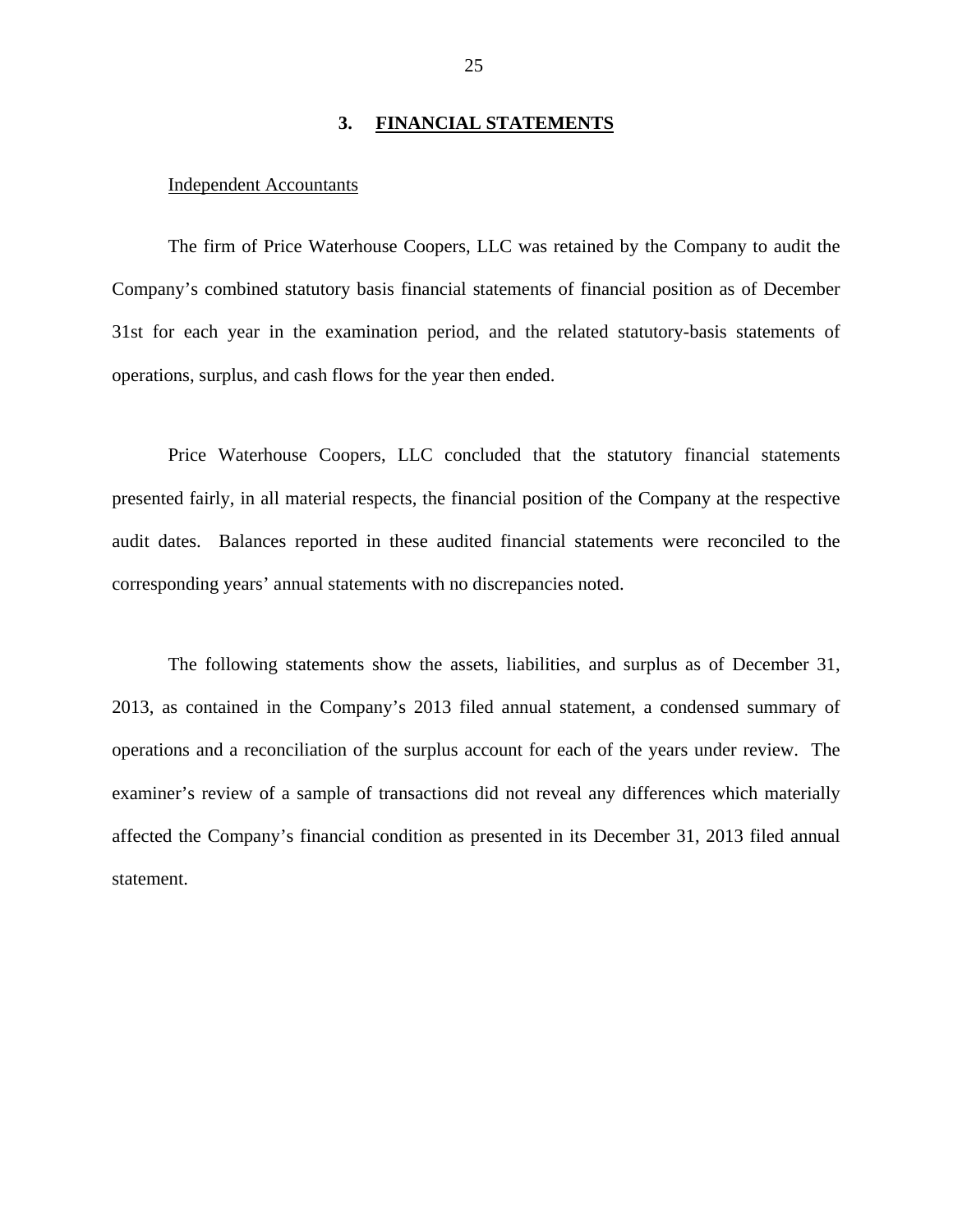## 3. **FINANCIAL STATEMENTS**

Independent Accountants

The firm of Price Waterhouse Coopers, LLC was retained by the Company to audit the Company's combined statutory basis financial statements of financial position as of December 31st for each year in the examination period, and the related statutory-basis statements of operations, surplus, and cash flows for the year then ended.

Price Waterhouse Coopers, LLC concluded that the statutory financial statements presented fairly, in all material respects, the financial position of the Company at the respective audit dates. Balances reported in these audited financial statements were reconciled to the corresponding years' annual statements with no discrepancies noted.

The following statements show the assets, liabilities, and surplus as of December 31, 2013, as contained in the Company's 2013 filed annual statement, a condensed summary of operations and a reconciliation of the surplus account for each of the years under review. The examiner's review of a sample of transactions did not reveal any differences which materially affected the Company's financial condition as presented in its December 31, 2013 filed annual statement.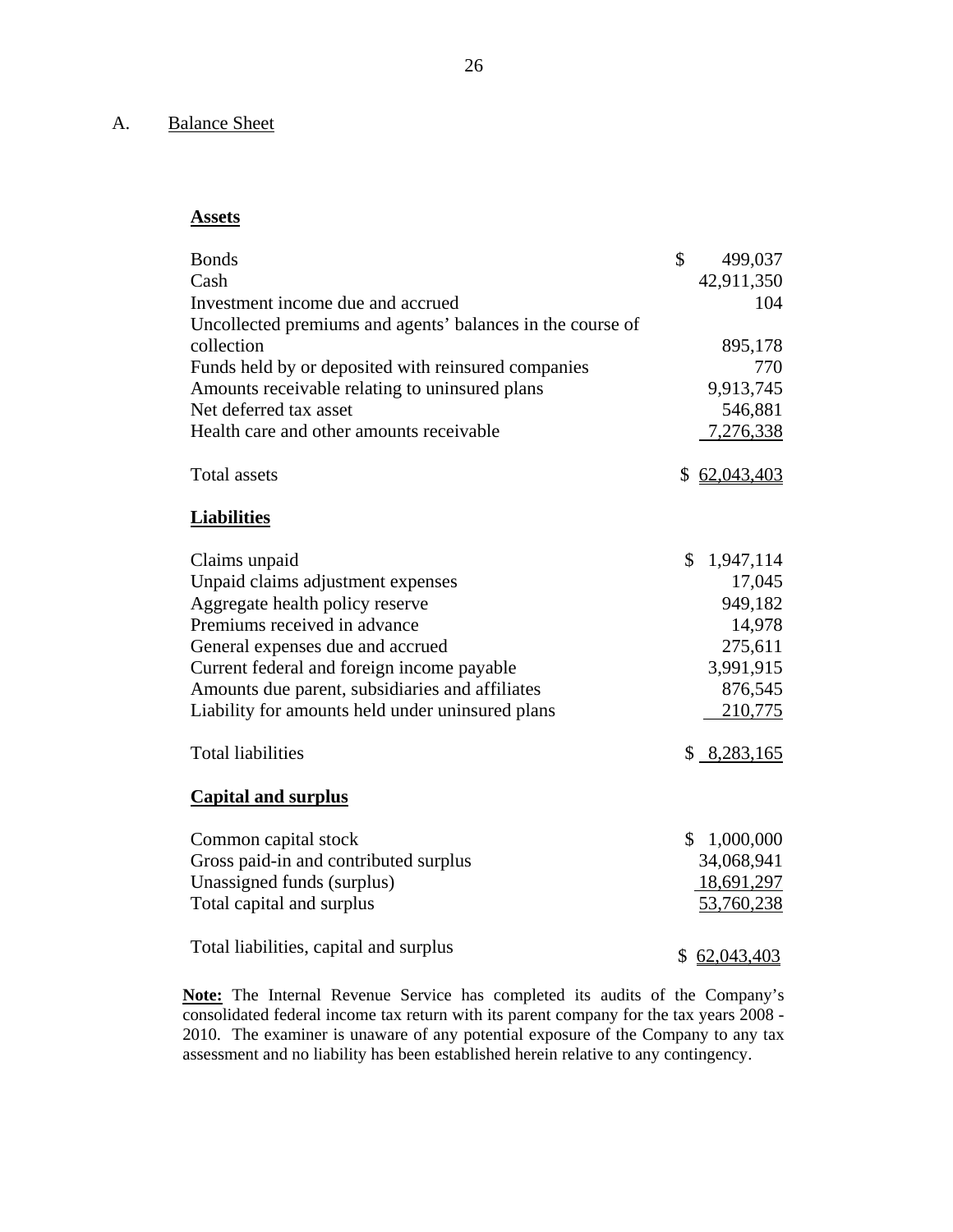## A. Balance Sheet

| **Assets** | |
|---|---|
| Bonds | $ 499,037 |
| Cash | 42,911,350 |
| Investment income due and accrued | 104 |
| Uncollected premiums and agents' balances in the course of collection | 895,178 |
| Funds held by or deposited with reinsured companies | 770 |
| Amounts receivable relating to uninsured plans | 9,913,745 |
| Net deferred tax asset | 546,881 |
| Health care and other amounts receivable | 7,276,338 |
| Total assets | $ 62,043,403 |
| **Liabilities** | |
| Claims unpaid | $ 1,947,114 |
| Unpaid claims adjustment expenses | 17,045 |
| Aggregate health policy reserve | 949,182 |
| Premiums received in advance | 14,978 |
| General expenses due and accrued | 275,611 |
| Current federal and foreign income payable | 3,991,915 |
| Amounts due parent, subsidiaries and affiliates | 876,545 |
| Liability for amounts held under uninsured plans | 210,775 |
| Total liabilities | $ 8,283,165 |
| **Capital and surplus** | |
| Common capital stock | $ 1,000,000 |
| Gross paid-in and contributed surplus | 34,068,941 |
| Unassigned funds (surplus) | 18,691,297 |
| Total capital and surplus | 53,760,238 |
| Total liabilities, capital and surplus | $ 62,043,403 |

**Note:** The Internal Revenue Service has completed its audits of the Company's consolidated federal income tax return with its parent company for the tax years 2008 - 2010. The examiner is unaware of any potential exposure of the Company to any tax assessment and no liability has been established herein relative to any contingency.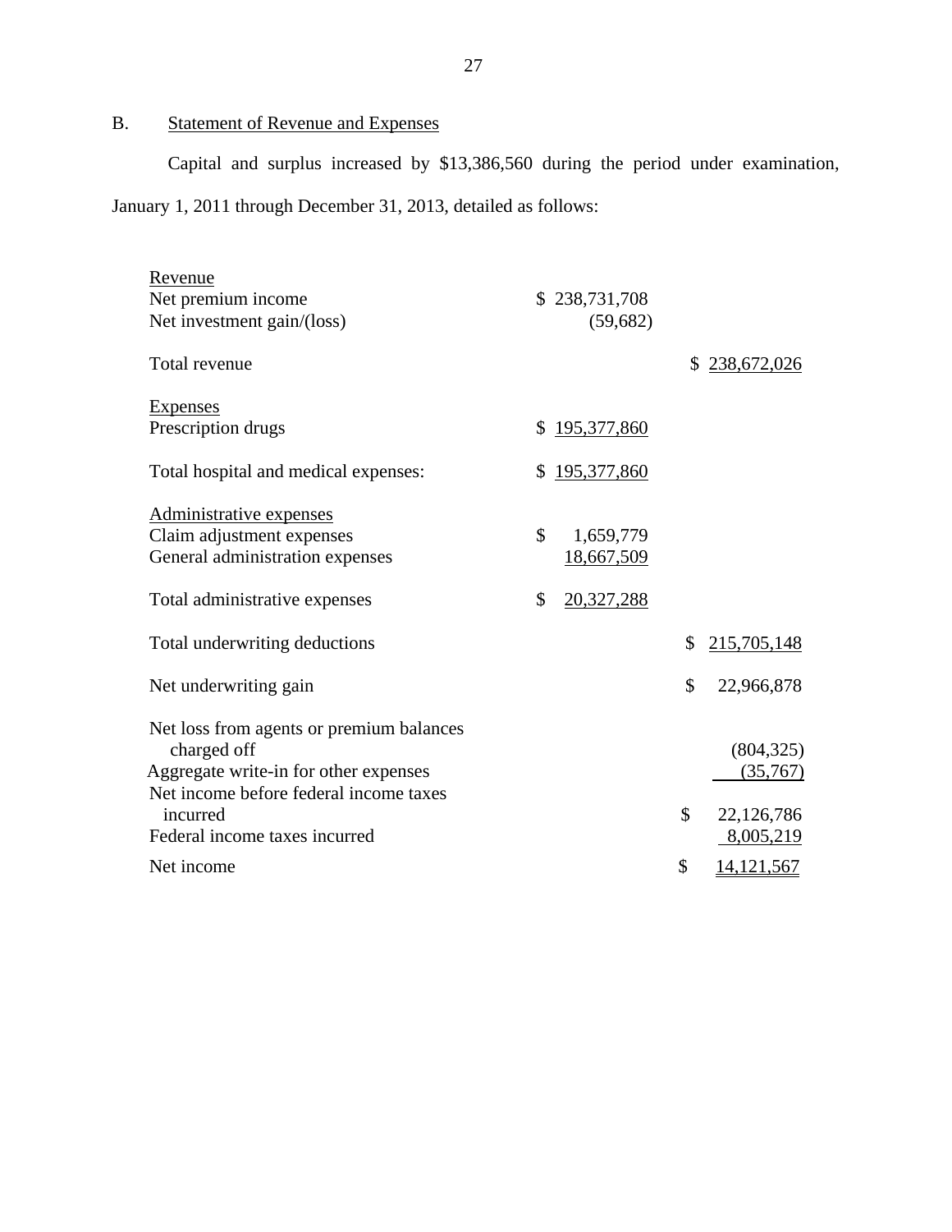## B. Statement of Revenue and Expenses

Capital and surplus increased by $13,386,560 during the period under examination, January 1, 2011 through December 31, 2013, detailed as follows:

| | | |
|---|---|---|
| Revenue | | |
| Net premium income | $ 238,731,708 | |
| Net investment gain/(loss) | (59,682) | |
| Total revenue | | $ 238,672,026 |
| Expenses | | |
| Prescription drugs | $ 195,377,860 | |
| Total hospital and medical expenses: | $ 195,377,860 | |
| Administrative expenses | | |
| Claim adjustment expenses | $ 1,659,779 | |
| General administration expenses | 18,667,509 | |
| Total administrative expenses | $ 20,327,288 | |
| Total underwriting deductions | | $ 215,705,148 |
| Net underwriting gain | | $ 22,966,878 |
| Net loss from agents or premium balances charged off | | (804,325) |
| Aggregate write-in for other expenses | | (35,767) |
| Net income before federal income taxes incurred | | $ 22,126,786 |
| Federal income taxes incurred | | 8,005,219 |
| Net income | | $ 14,121,567 |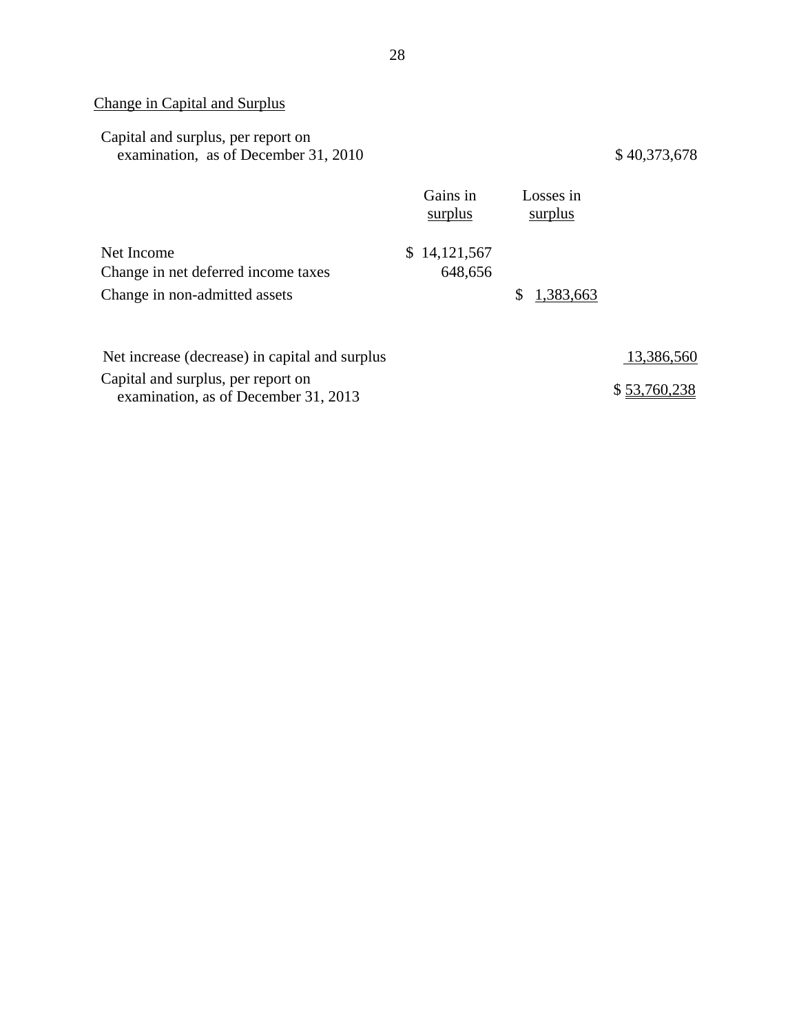## Change in Capital and Surplus

| | Gains in surplus | Losses in surplus | |
|---|---|---|---|
| Capital and surplus, per report on examination, as of December 31, 2010 | | | $ 40,373,678 |
| Net Income | $ 14,121,567 | | |
| Change in net deferred income taxes | 648,656 | | |
| Change in non-admitted assets | | $ 1,383,663 | |
| Net increase (decrease) in capital and surplus | | | 13,386,560 |
| Capital and surplus, per report on examination, as of December 31, 2013 | | | $ 53,760,238 |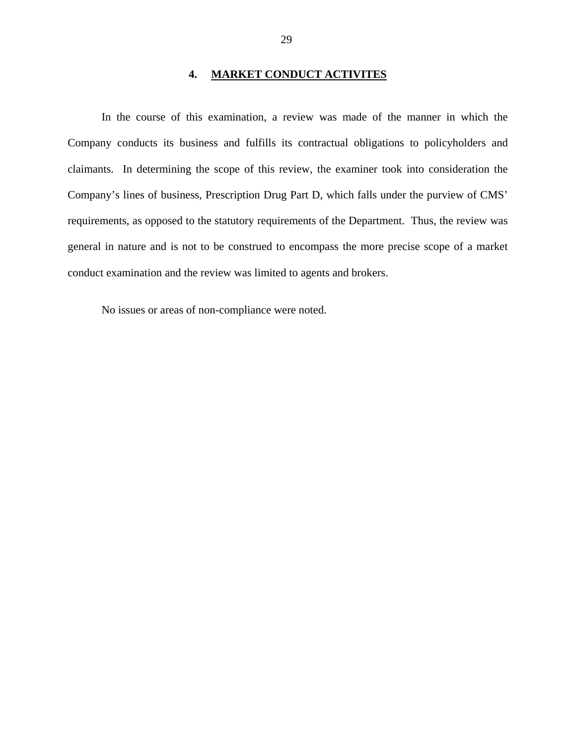## 4. MARKET CONDUCT ACTIVITES

In the course of this examination, a review was made of the manner in which the Company conducts its business and fulfills its contractual obligations to policyholders and claimants. In determining the scope of this review, the examiner took into consideration the Company's lines of business, Prescription Drug Part D, which falls under the purview of CMS' requirements, as opposed to the statutory requirements of the Department. Thus, the review was general in nature and is not to be construed to encompass the more precise scope of a market conduct examination and the review was limited to agents and brokers.

No issues or areas of non-compliance were noted.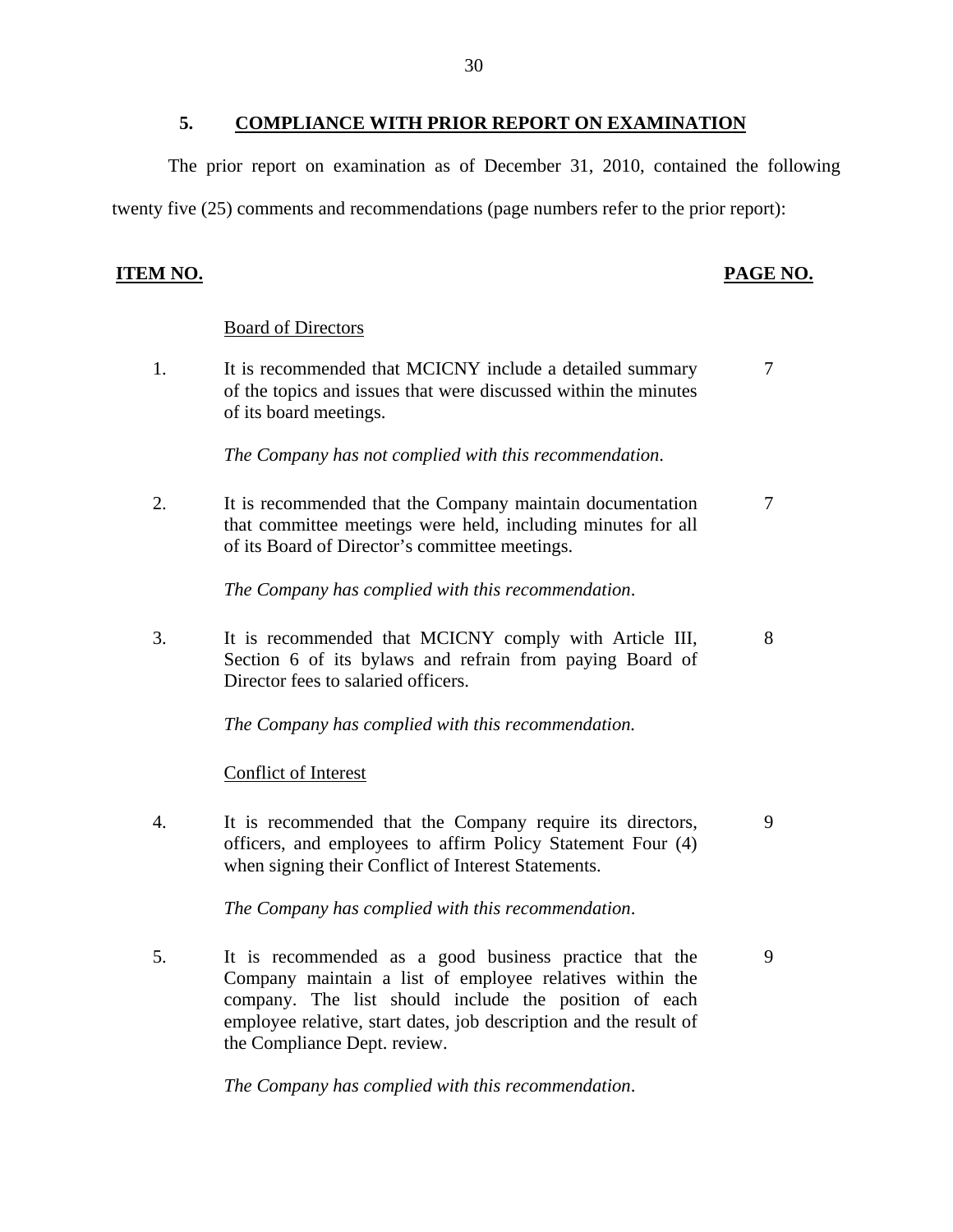## 5. COMPLIANCE WITH PRIOR REPORT ON EXAMINATION

The prior report on examination as of December 31, 2010, contained the following twenty five (25) comments and recommendations (page numbers refer to the prior report):

| ITEM NO. | | PAGE NO. |
|---|---|---|
| | Board of Directors | |
| 1. | It is recommended that MCICNY include a detailed summary of the topics and issues that were discussed within the minutes of its board meetings.<br><br>*The Company has not complied with this recommendation.* | 7 |
| 2. | It is recommended that the Company maintain documentation that committee meetings were held, including minutes for all of its Board of Director's committee meetings.<br><br>*The Company has complied with this recommendation.* | 7 |
| 3. | It is recommended that MCICNY comply with Article III, Section 6 of its bylaws and refrain from paying Board of Director fees to salaried officers.<br><br>*The Company has complied with this recommendation.* | 8 |
| | Conflict of Interest | |
| 4. | It is recommended that the Company require its directors, officers, and employees to affirm Policy Statement Four (4) when signing their Conflict of Interest Statements.<br><br>*The Company has complied with this recommendation.* | 9 |
| 5. | It is recommended as a good business practice that the Company maintain a list of employee relatives within the company. The list should include the position of each employee relative, start dates, job description and the result of the Compliance Dept. review.<br><br>*The Company has complied with this recommendation.* | 9 |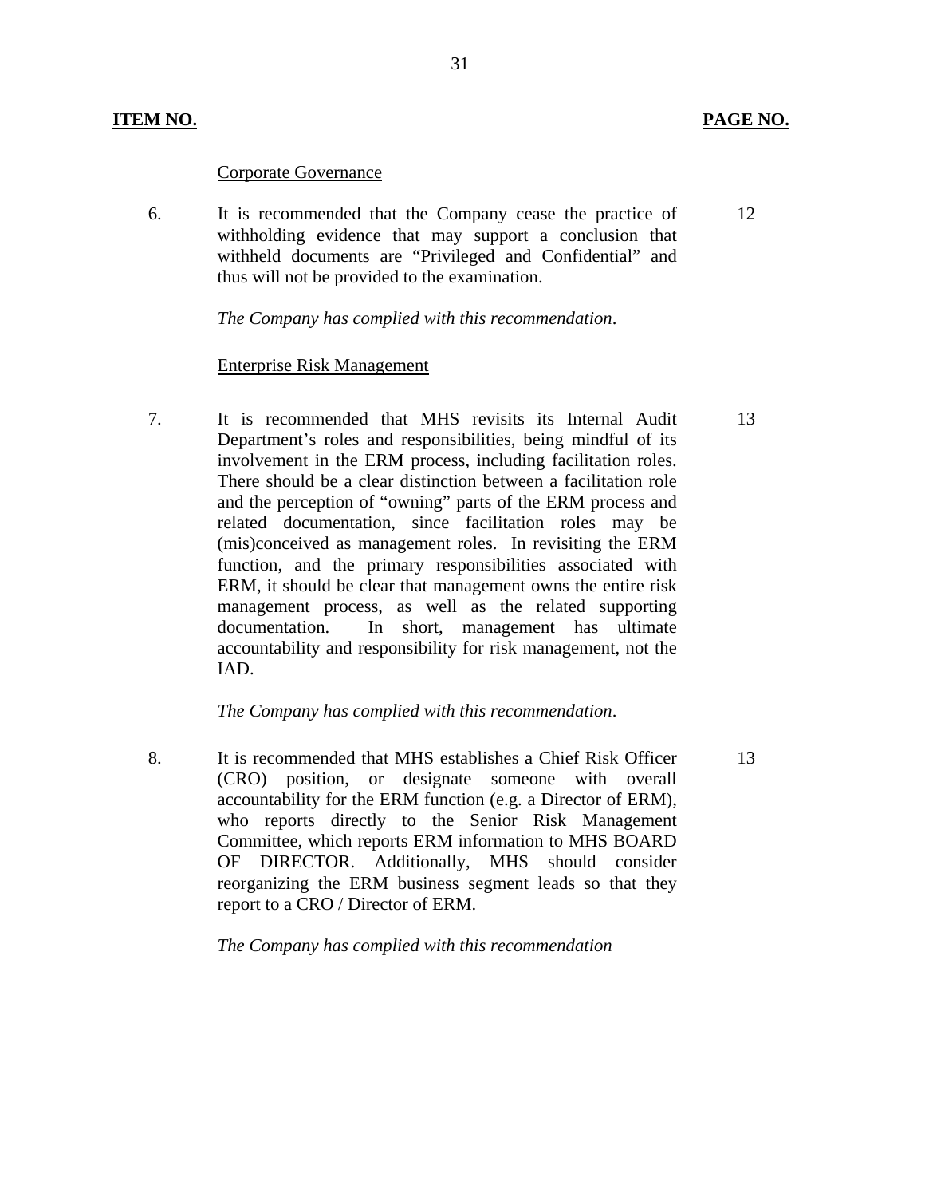| ITEM NO. | | PAGE NO. |
|---|---|---|
| | Corporate Governance | |
| 6. | It is recommended that the Company cease the practice of withholding evidence that may support a conclusion that withheld documents are "Privileged and Confidential" and thus will not be provided to the examination.<br><br>*The Company has complied with this recommendation*. | 12 |
| | Enterprise Risk Management | |
| 7. | It is recommended that MHS revisits its Internal Audit Department's roles and responsibilities, being mindful of its involvement in the ERM process, including facilitation roles. There should be a clear distinction between a facilitation role and the perception of "owning" parts of the ERM process and related documentation, since facilitation roles may be (mis)conceived as management roles. In revisiting the ERM function, and the primary responsibilities associated with ERM, it should be clear that management owns the entire risk management process, as well as the related supporting documentation. In short, management has ultimate accountability and responsibility for risk management, not the IAD.<br><br>*The Company has complied with this recommendation*. | 13 |
| 8. | It is recommended that MHS establishes a Chief Risk Officer (CRO) position, or designate someone with overall accountability for the ERM function (e.g. a Director of ERM), who reports directly to the Senior Risk Management Committee, which reports ERM information to MHS BOARD OF DIRECTOR. Additionally, MHS should consider reorganizing the ERM business segment leads so that they report to a CRO / Director of ERM.<br><br>*The Company has complied with this recommendation* | 13 |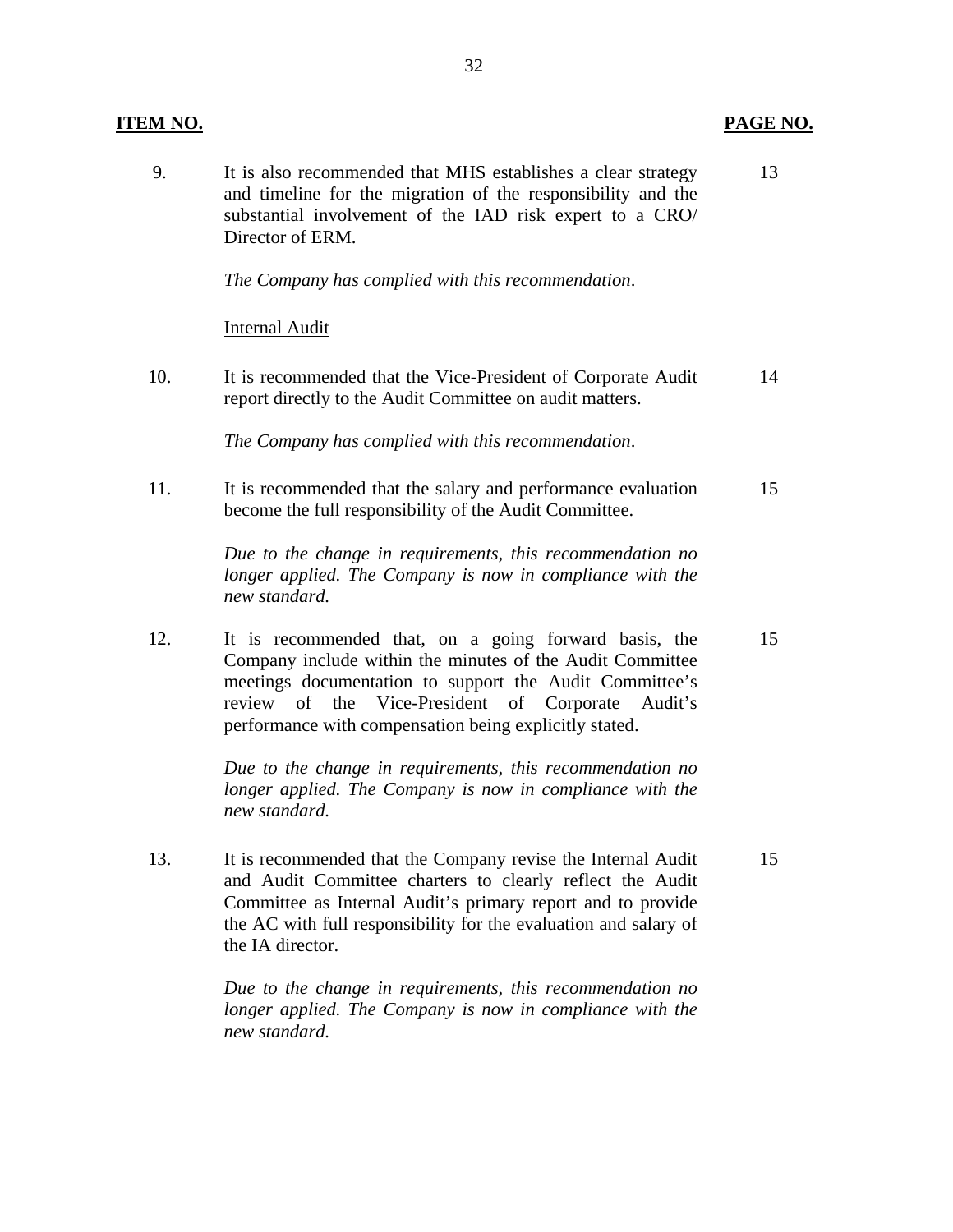| ITEM NO. | | PAGE NO. |
|---|---|---|
| 9. | It is also recommended that MHS establishes a clear strategy and timeline for the migration of the responsibility and the substantial involvement of the IAD risk expert to a CRO/ Director of ERM.<br><br>*The Company has complied with this recommendation*. | 13 |
| | <u>Internal Audit</u> | |
| 10. | It is recommended that the Vice-President of Corporate Audit report directly to the Audit Committee on audit matters.<br><br>*The Company has complied with this recommendation*. | 14 |
| 11. | It is recommended that the salary and performance evaluation become the full responsibility of the Audit Committee.<br><br>*Due to the change in requirements, this recommendation no longer applied. The Company is now in compliance with the new standard.* | 15 |
| 12. | It is recommended that, on a going forward basis, the Company include within the minutes of the Audit Committee meetings documentation to support the Audit Committee's review of the Vice-President of Corporate Audit's performance with compensation being explicitly stated.<br><br>*Due to the change in requirements, this recommendation no longer applied. The Company is now in compliance with the new standard.* | 15 |
| 13. | It is recommended that the Company revise the Internal Audit and Audit Committee charters to clearly reflect the Audit Committee as Internal Audit's primary report and to provide the AC with full responsibility for the evaluation and salary of the IA director.<br><br>*Due to the change in requirements, this recommendation no longer applied. The Company is now in compliance with the new standard.* | 15 |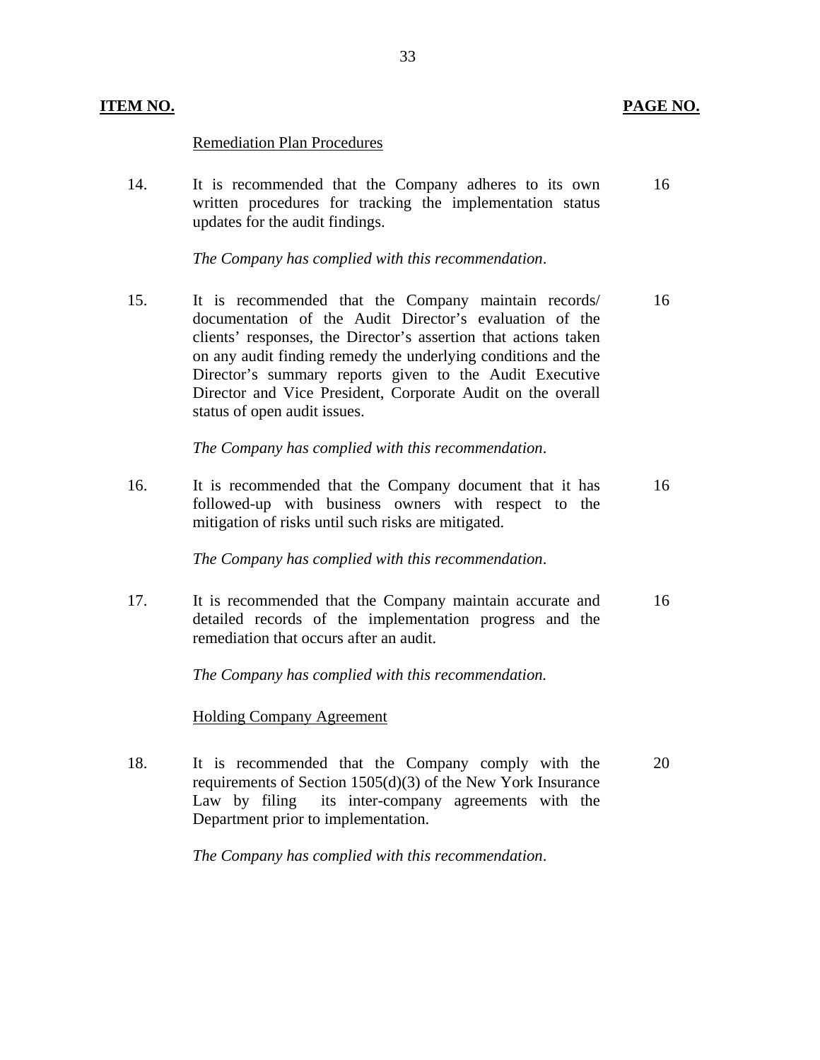| ITEM NO. | | PAGE NO. |
|---|---|---|
| | Remediation Plan Procedures | |
| 14. | It is recommended that the Company adheres to its own written procedures for tracking the implementation status updates for the audit findings.<br><br>*The Company has complied with this recommendation*. | 16 |
| 15. | It is recommended that the Company maintain records/ documentation of the Audit Director's evaluation of the clients' responses, the Director's assertion that actions taken on any audit finding remedy the underlying conditions and the Director's summary reports given to the Audit Executive Director and Vice President, Corporate Audit on the overall status of open audit issues.<br><br>*The Company has complied with this recommendation*. | 16 |
| 16. | It is recommended that the Company document that it has followed-up with business owners with respect to the mitigation of risks until such risks are mitigated.<br><br>*The Company has complied with this recommendation*. | 16 |
| 17. | It is recommended that the Company maintain accurate and detailed records of the implementation progress and the remediation that occurs after an audit.<br><br>*The Company has complied with this recommendation.* | 16 |
| | Holding Company Agreement | |
| 18. | It is recommended that the Company comply with the requirements of Section 1505(d)(3) of the New York Insurance Law by filing its inter-company agreements with the Department prior to implementation.<br><br>*The Company has complied with this recommendation*. | 20 |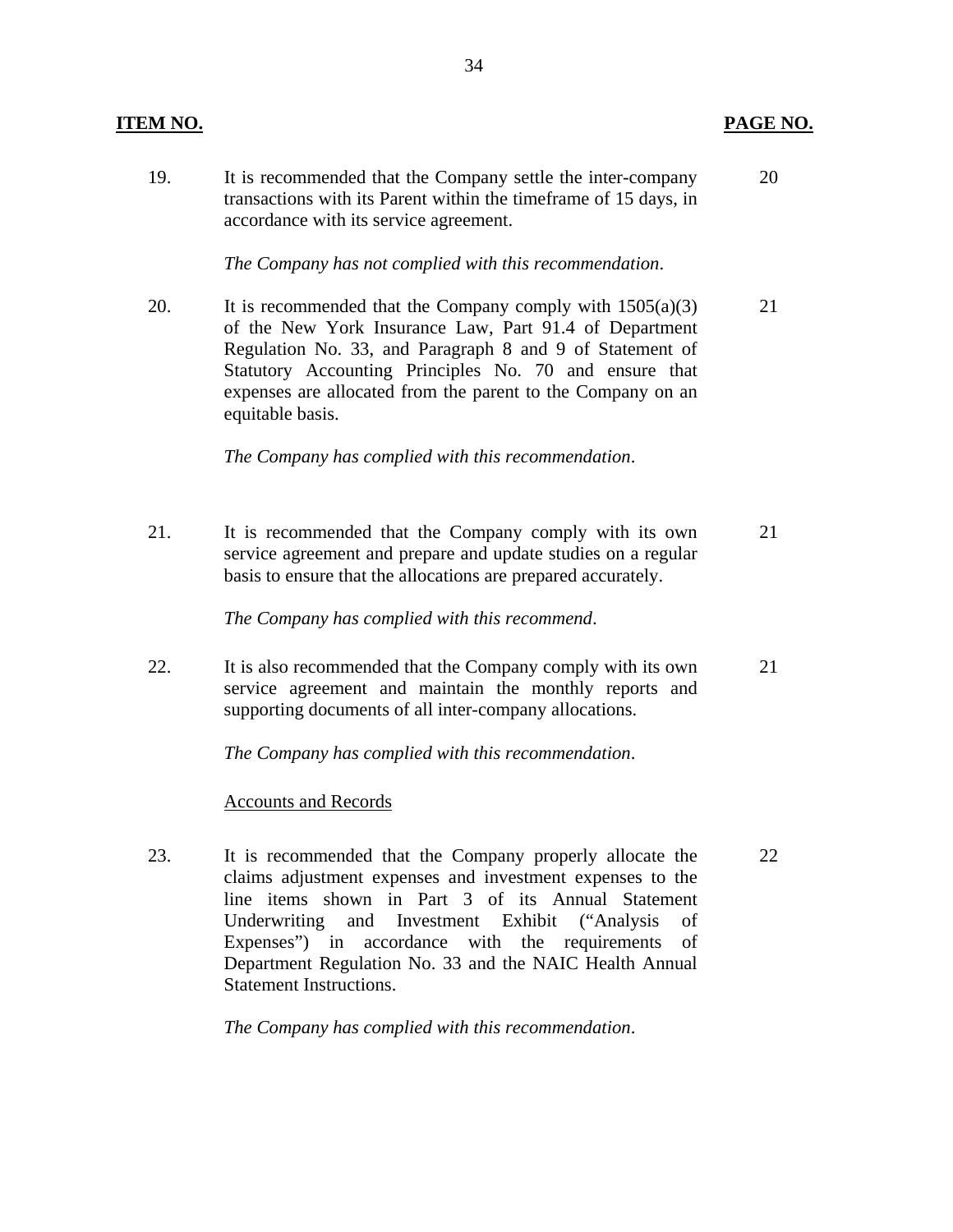| ITEM NO. | | PAGE NO. |
|---|---|---|
| 19. | It is recommended that the Company settle the inter-company transactions with its Parent within the timeframe of 15 days, in accordance with its service agreement.<br><br>*The Company has not complied with this recommendation*. | 20 |
| 20. | It is recommended that the Company comply with 1505(a)(3) of the New York Insurance Law, Part 91.4 of Department Regulation No. 33, and Paragraph 8 and 9 of Statement of Statutory Accounting Principles No. 70 and ensure that expenses are allocated from the parent to the Company on an equitable basis.<br><br>*The Company has complied with this recommendation*. | 21 |
| 21. | It is recommended that the Company comply with its own service agreement and prepare and update studies on a regular basis to ensure that the allocations are prepared accurately.<br><br>*The Company has complied with this recommend*. | 21 |
| 22. | It is also recommended that the Company comply with its own service agreement and maintain the monthly reports and supporting documents of all inter-company allocations.<br><br>*The Company has complied with this recommendation*. | 21 |
| | Accounts and Records | |
| 23. | It is recommended that the Company properly allocate the claims adjustment expenses and investment expenses to the line items shown in Part 3 of its Annual Statement Underwriting and Investment Exhibit ("Analysis of Expenses") in accordance with the requirements of Department Regulation No. 33 and the NAIC Health Annual Statement Instructions.<br><br>*The Company has complied with this recommendation*. | 22 |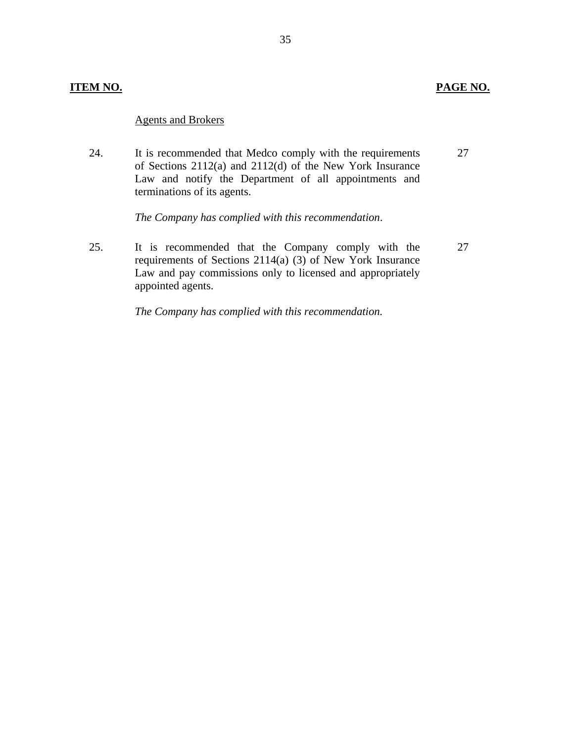| ITEM NO. | | PAGE NO. |
|---|---|---|
| | Agents and Brokers | |
| 24. | It is recommended that Medco comply with the requirements of Sections 2112(a) and 2112(d) of the New York Insurance Law and notify the Department of all appointments and terminations of its agents.<br><br>*The Company has complied with this recommendation*. | 27 |
| 25. | It is recommended that the Company comply with the requirements of Sections 2114(a) (3) of New York Insurance Law and pay commissions only to licensed and appropriately appointed agents.<br><br>*The Company has complied with this recommendation.* | 27 |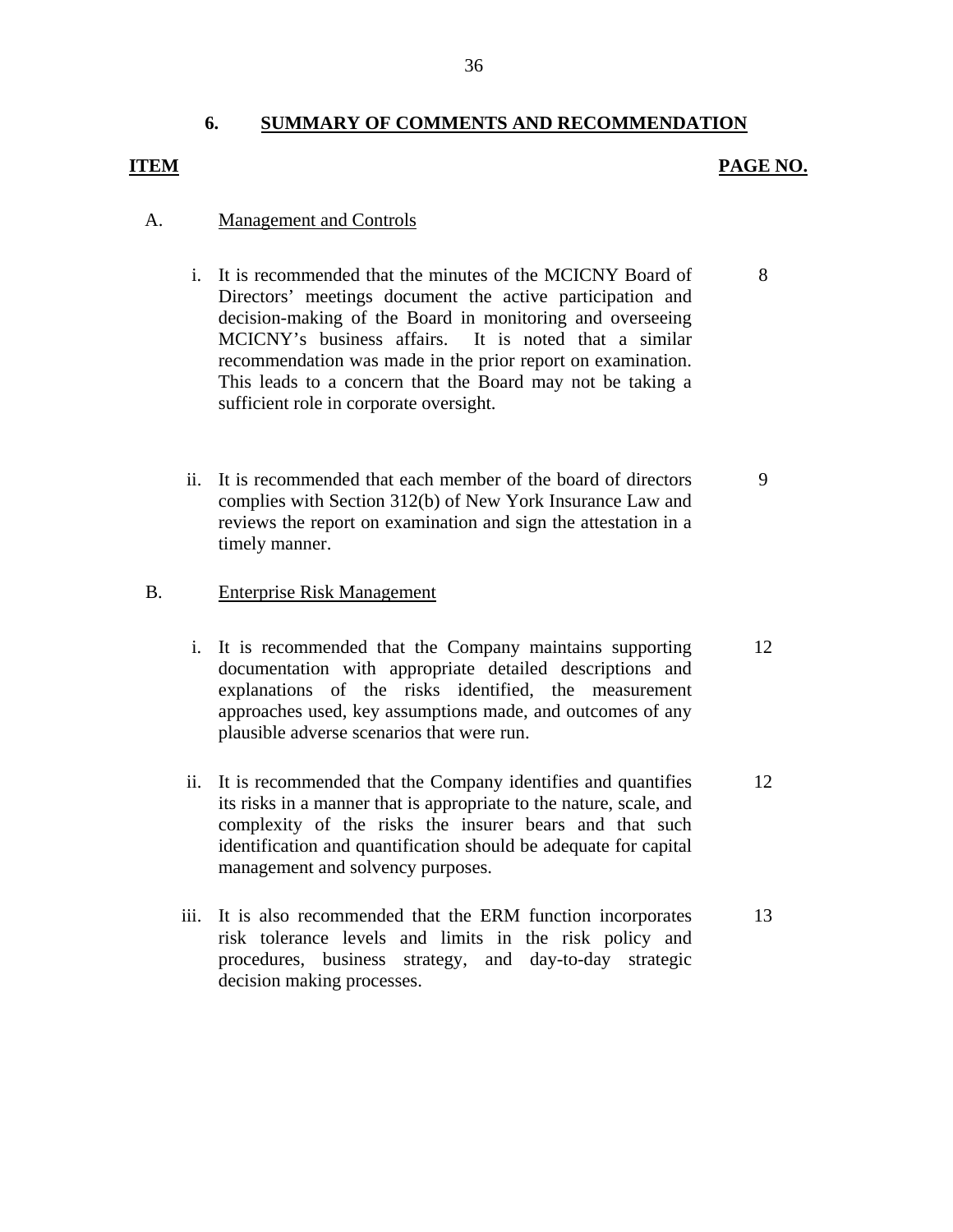## 6. SUMMARY OF COMMENTS AND RECOMMENDATION

| ITEM | | PAGE NO. |
|---|---|---|
| A. | Management and Controls | |
| | i. It is recommended that the minutes of the MCICNY Board of Directors' meetings document the active participation and decision-making of the Board in monitoring and overseeing MCICNY's business affairs. It is noted that a similar recommendation was made in the prior report on examination. This leads to a concern that the Board may not be taking a sufficient role in corporate oversight. | 8 |
| | ii. It is recommended that each member of the board of directors complies with Section 312(b) of New York Insurance Law and reviews the report on examination and sign the attestation in a timely manner. | 9 |
| B. | Enterprise Risk Management | |
| | i. It is recommended that the Company maintains supporting documentation with appropriate detailed descriptions and explanations of the risks identified, the measurement approaches used, key assumptions made, and outcomes of any plausible adverse scenarios that were run. | 12 |
| | ii. It is recommended that the Company identifies and quantifies its risks in a manner that is appropriate to the nature, scale, and complexity of the risks the insurer bears and that such identification and quantification should be adequate for capital management and solvency purposes. | 12 |
| | iii. It is also recommended that the ERM function incorporates risk tolerance levels and limits in the risk policy and procedures, business strategy, and day-to-day strategic decision making processes. | 13 |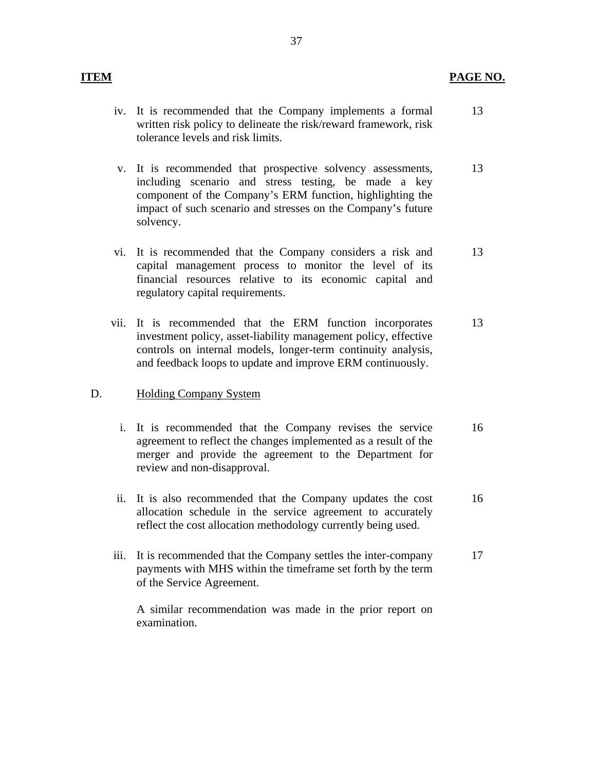| ITEM | | PAGE NO. |
|---|---|---|
| iv. | It is recommended that the Company implements a formal written risk policy to delineate the risk/reward framework, risk tolerance levels and risk limits. | 13 |
| v. | It is recommended that prospective solvency assessments, including scenario and stress testing, be made a key component of the Company's ERM function, highlighting the impact of such scenario and stresses on the Company's future solvency. | 13 |
| vi. | It is recommended that the Company considers a risk and capital management process to monitor the level of its financial resources relative to its economic capital and regulatory capital requirements. | 13 |
| vii. | It is recommended that the ERM function incorporates investment policy, asset-liability management policy, effective controls on internal models, longer-term continuity analysis, and feedback loops to update and improve ERM continuously. | 13 |
| D. | Holding Company System | |
| i. | It is recommended that the Company revises the service agreement to reflect the changes implemented as a result of the merger and provide the agreement to the Department for review and non-disapproval. | 16 |
| ii. | It is also recommended that the Company updates the cost allocation schedule in the service agreement to accurately reflect the cost allocation methodology currently being used. | 16 |
| iii. | It is recommended that the Company settles the inter-company payments with MHS within the timeframe set forth by the term of the Service Agreement.<br><br>A similar recommendation was made in the prior report on examination. | 17 |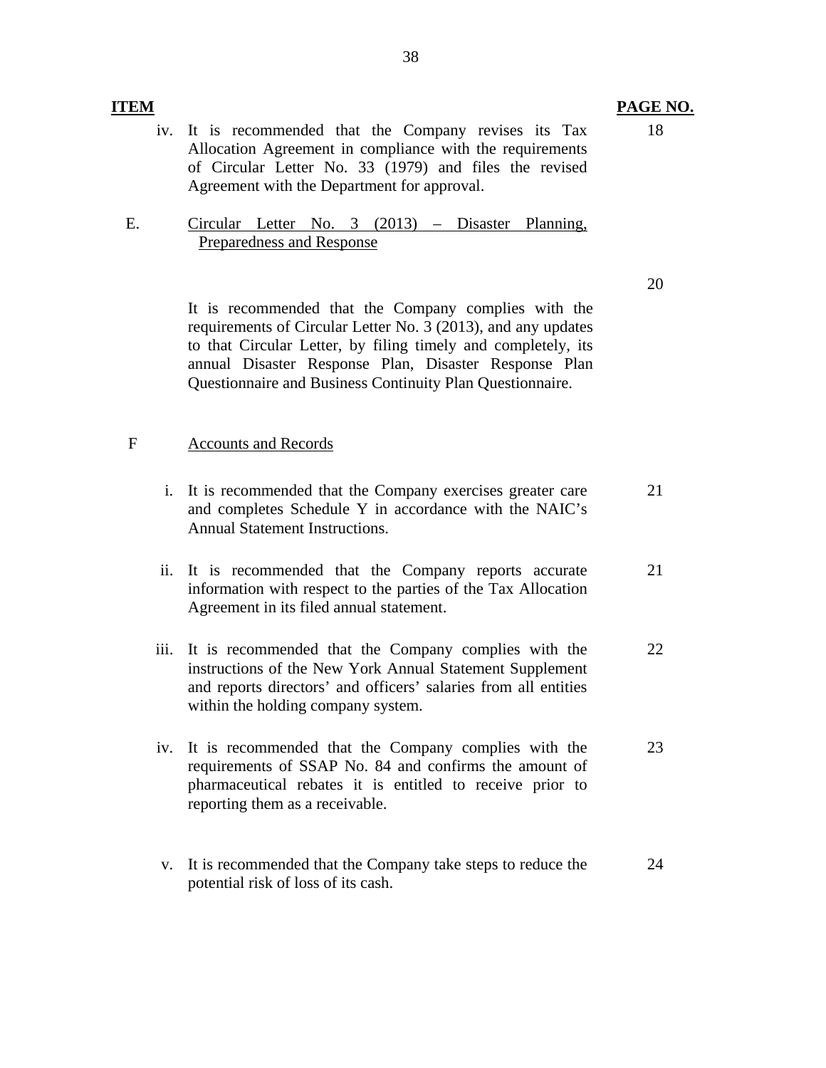| ITEM | | PAGE NO. |
|---|---|---|
| iv. | It is recommended that the Company revises its Tax Allocation Agreement in compliance with the requirements of Circular Letter No. 33 (1979) and files the revised Agreement with the Department for approval. | 18 |
| E. | Circular Letter No. 3 (2013) – Disaster Planning, Preparedness and Response | |
| | It is recommended that the Company complies with the requirements of Circular Letter No. 3 (2013), and any updates to that Circular Letter, by filing timely and completely, its annual Disaster Response Plan, Disaster Response Plan Questionnaire and Business Continuity Plan Questionnaire. | 20 |
| F | Accounts and Records | |
| i. | It is recommended that the Company exercises greater care and completes Schedule Y in accordance with the NAIC's Annual Statement Instructions. | 21 |
| ii. | It is recommended that the Company reports accurate information with respect to the parties of the Tax Allocation Agreement in its filed annual statement. | 21 |
| iii. | It is recommended that the Company complies with the instructions of the New York Annual Statement Supplement and reports directors' and officers' salaries from all entities within the holding company system. | 22 |
| iv. | It is recommended that the Company complies with the requirements of SSAP No. 84 and confirms the amount of pharmaceutical rebates it is entitled to receive prior to reporting them as a receivable. | 23 |
| v. | It is recommended that the Company take steps to reduce the potential risk of loss of its cash. | 24 |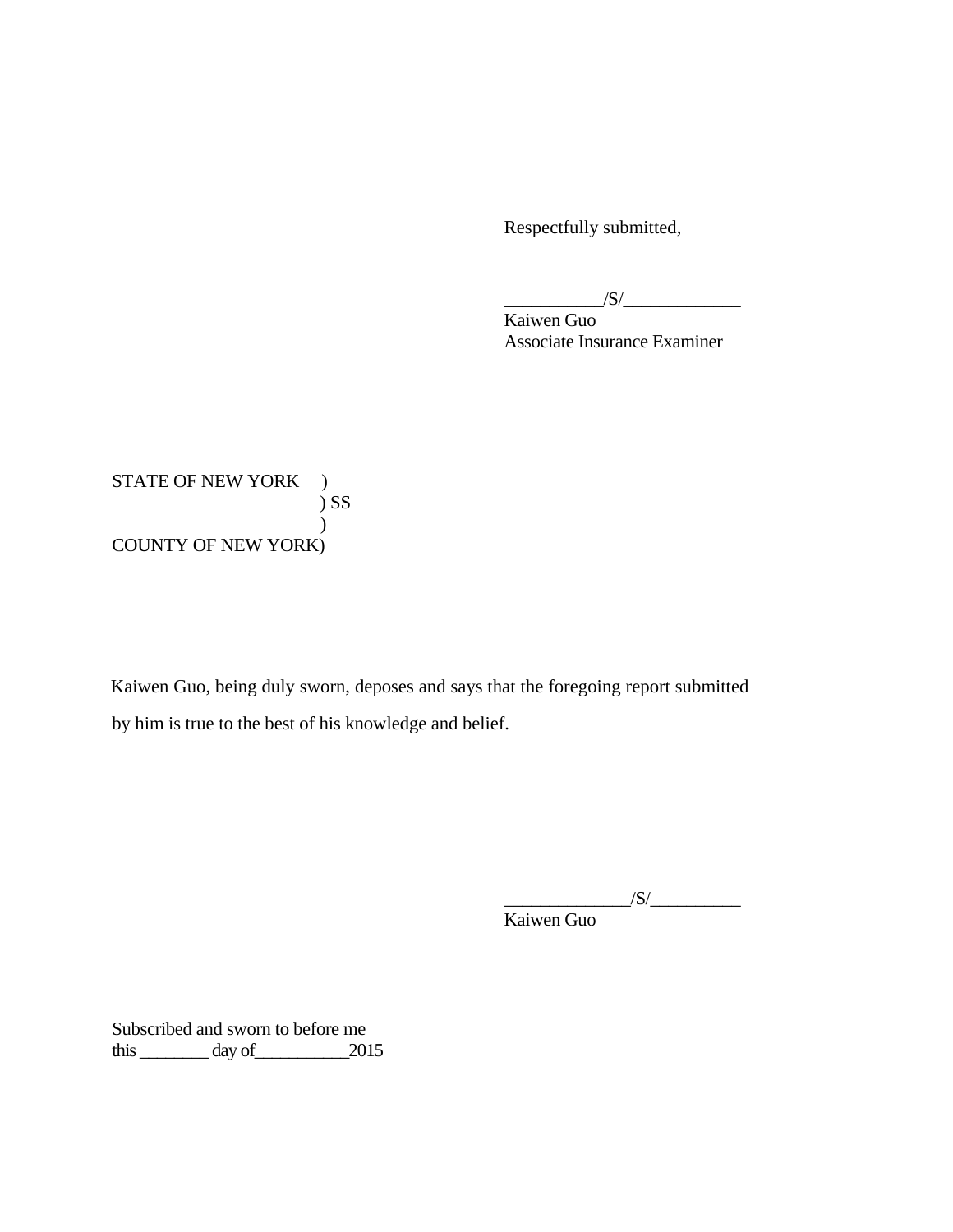Respectfully submitted,

___________/S/_____________
Kaiwen Guo
Associate Insurance Examiner

STATE OF NEW YORK )
) SS
)
COUNTY OF NEW YORK)

Kaiwen Guo, being duly sworn, deposes and says that the foregoing report submitted by him is true to the best of his knowledge and belief.

______________/S/__________
Kaiwen Guo

Subscribed and sworn to before me
this ________ day of___________2015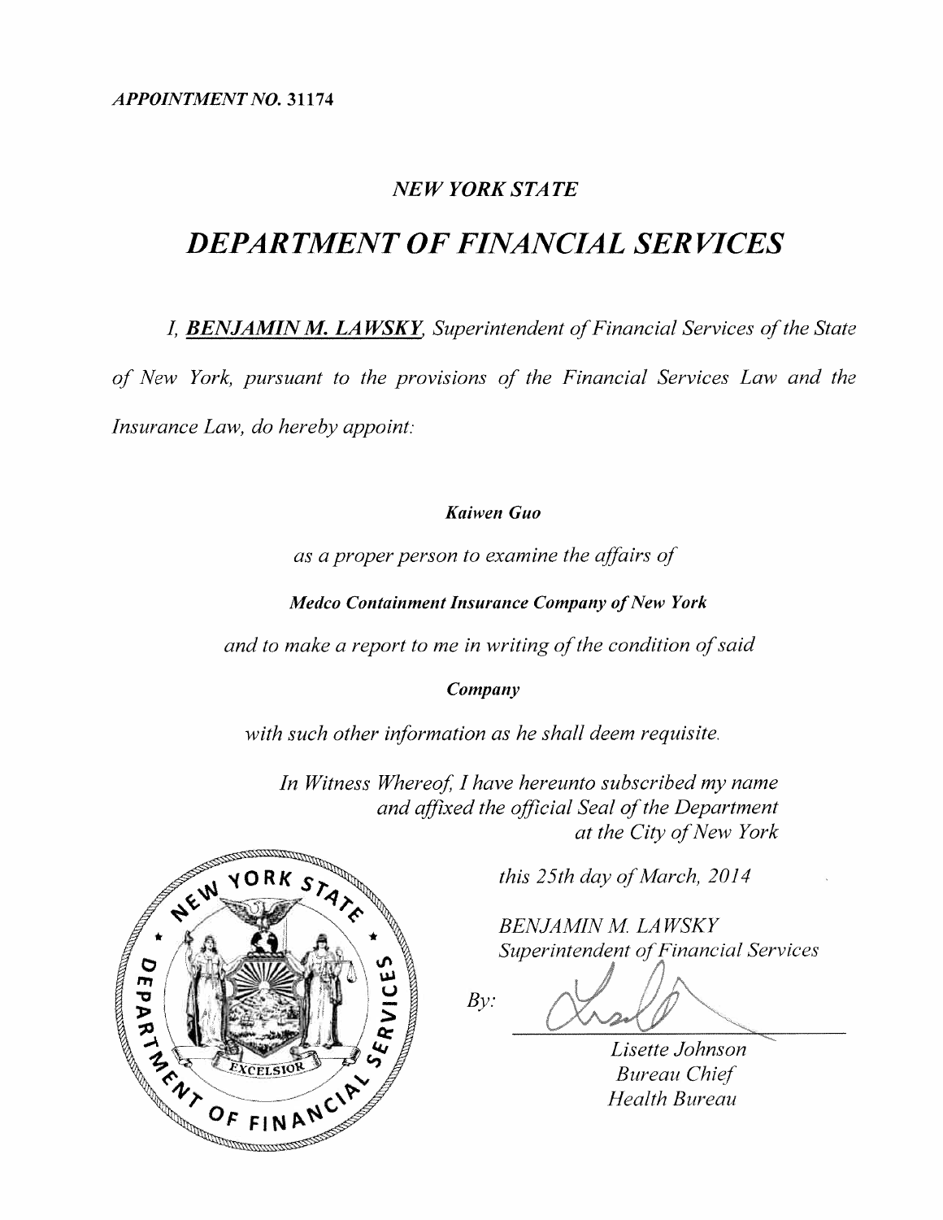*APPOINTMENT NO.* 31174

## *NEW YORK STATE*

# *DEPARTMENT OF FINANCIAL SERVICES*

*I,* ***BENJAMIN M. LAWSKY****, Superintendent of Financial Services of the State of New York, pursuant to the provisions of the Financial Services Law and the Insurance Law, do hereby appoint:*

***Kaiwen Guo***

*as a proper person to examine the affairs of*

***Medco Containment Insurance Company of New York***

*and to make a report to me in writing of the condition of said*

***Company***

*with such other information as he shall deem requisite.*

*In Witness Whereof, I have hereunto subscribed my name and affixed the official Seal of the Department at the City of New York*

*this 25th day of March, 2014*

*BENJAMIN M. LAWSKY*
*Superintendent of Financial Services*

*By:*

*Lisette Johnson*
*Bureau Chief*
*Health Bureau*